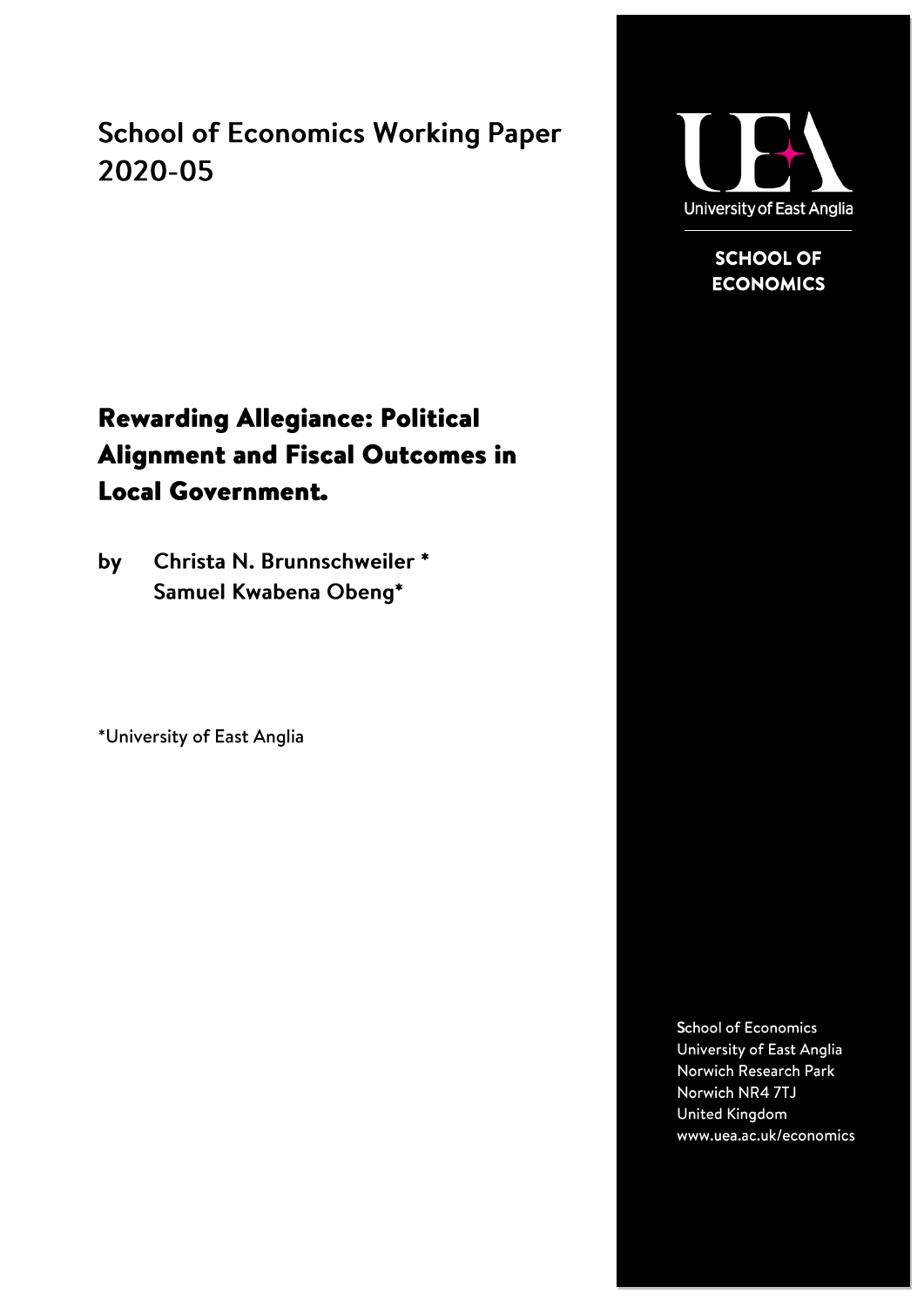School of Economics Working Paper 2020-05

University of East Anglia

**SCHOOL OF ECONOMICS**

# Rewarding Allegiance: Political Alignment and Fiscal Outcomes in Local Government.

**by Christa N. Brunnschweiler \***
**Samuel Kwabena Obeng\***

\*University of East Anglia

School of Economics
University of East Anglia
Norwich Research Park
Norwich NR4 7TJ
United Kingdom
www.uea.ac.uk/economics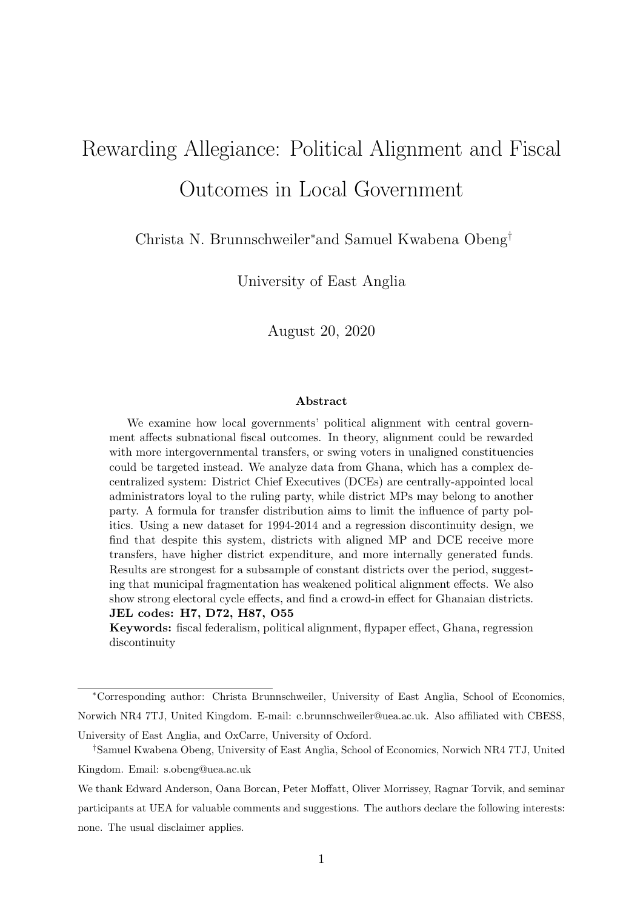# Rewarding Allegiance: Political Alignment and Fiscal Outcomes in Local Government

Christa N. Brunnschweiler[*] and Samuel Kwabena Obeng[†]

University of East Anglia

August 20, 2020

### Abstract

We examine how local governments' political alignment with central government affects subnational fiscal outcomes. In theory, alignment could be rewarded with more intergovernmental transfers, or swing voters in unaligned constituencies could be targeted instead. We analyze data from Ghana, which has a complex decentralized system: District Chief Executives (DCEs) are centrally-appointed local administrators loyal to the ruling party, while district MPs may belong to another party. A formula for transfer distribution aims to limit the influence of party politics. Using a new dataset for 1994-2014 and a regression discontinuity design, we find that despite this system, districts with aligned MP and DCE receive more transfers, have higher district expenditure, and more internally generated funds. Results are strongest for a subsample of constant districts over the period, suggesting that municipal fragmentation has weakened political alignment effects. We also show strong electoral cycle effects, and find a crowd-in effect for Ghanaian districts.

**JEL codes: H7, D72, H87, O55**

**Keywords:** fiscal federalism, political alignment, flypaper effect, Ghana, regression discontinuity

---

[*] Corresponding author: Christa Brunnschweiler, University of East Anglia, School of Economics, Norwich NR4 7TJ, United Kingdom. E-mail: c.brunnschweiler@uea.ac.uk. Also affiliated with CBESS, University of East Anglia, and OxCarre, University of Oxford.

[†] Samuel Kwabena Obeng, University of East Anglia, School of Economics, Norwich NR4 7TJ, United Kingdom. Email: s.obeng@uea.ac.uk

We thank Edward Anderson, Oana Borcan, Peter Moffatt, Oliver Morrissey, Ragnar Torvik, and seminar participants at UEA for valuable comments and suggestions. The authors declare the following interests: none. The usual disclaimer applies.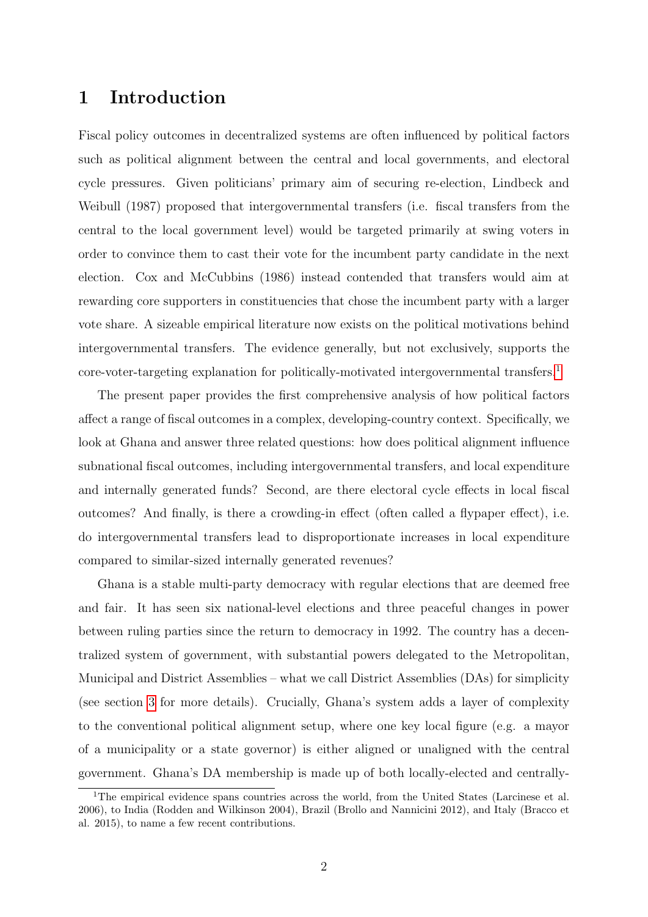# 1 Introduction

Fiscal policy outcomes in decentralized systems are often influenced by political factors such as political alignment between the central and local governments, and electoral cycle pressures. Given politicians' primary aim of securing re-election, Lindbeck and Weibull (1987) proposed that intergovernmental transfers (i.e. fiscal transfers from the central to the local government level) would be targeted primarily at swing voters in order to convince them to cast their vote for the incumbent party candidate in the next election. Cox and McCubbins (1986) instead contended that transfers would aim at rewarding core supporters in constituencies that chose the incumbent party with a larger vote share. A sizeable empirical literature now exists on the political motivations behind intergovernmental transfers. The evidence generally, but not exclusively, supports the core-voter-targeting explanation for politically-motivated intergovernmental transfers.[1]

The present paper provides the first comprehensive analysis of how political factors affect a range of fiscal outcomes in a complex, developing-country context. Specifically, we look at Ghana and answer three related questions: how does political alignment influence subnational fiscal outcomes, including intergovernmental transfers, and local expenditure and internally generated funds? Second, are there electoral cycle effects in local fiscal outcomes? And finally, is there a crowding-in effect (often called a flypaper effect), i.e. do intergovernmental transfers lead to disproportionate increases in local expenditure compared to similar-sized internally generated revenues?

Ghana is a stable multi-party democracy with regular elections that are deemed free and fair. It has seen six national-level elections and three peaceful changes in power between ruling parties since the return to democracy in 1992. The country has a decentralized system of government, with substantial powers delegated to the Metropolitan, Municipal and District Assemblies – what we call District Assemblies (DAs) for simplicity (see section 3 for more details). Crucially, Ghana's system adds a layer of complexity to the conventional political alignment setup, where one key local figure (e.g. a mayor of a municipality or a state governor) is either aligned or unaligned with the central government. Ghana's DA membership is made up of both locally-elected and centrally-

[1] The empirical evidence spans countries across the world, from the United States (Larcinese et al. 2006), to India (Rodden and Wilkinson 2004), Brazil (Brollo and Nannicini 2012), and Italy (Bracco et al. 2015), to name a few recent contributions.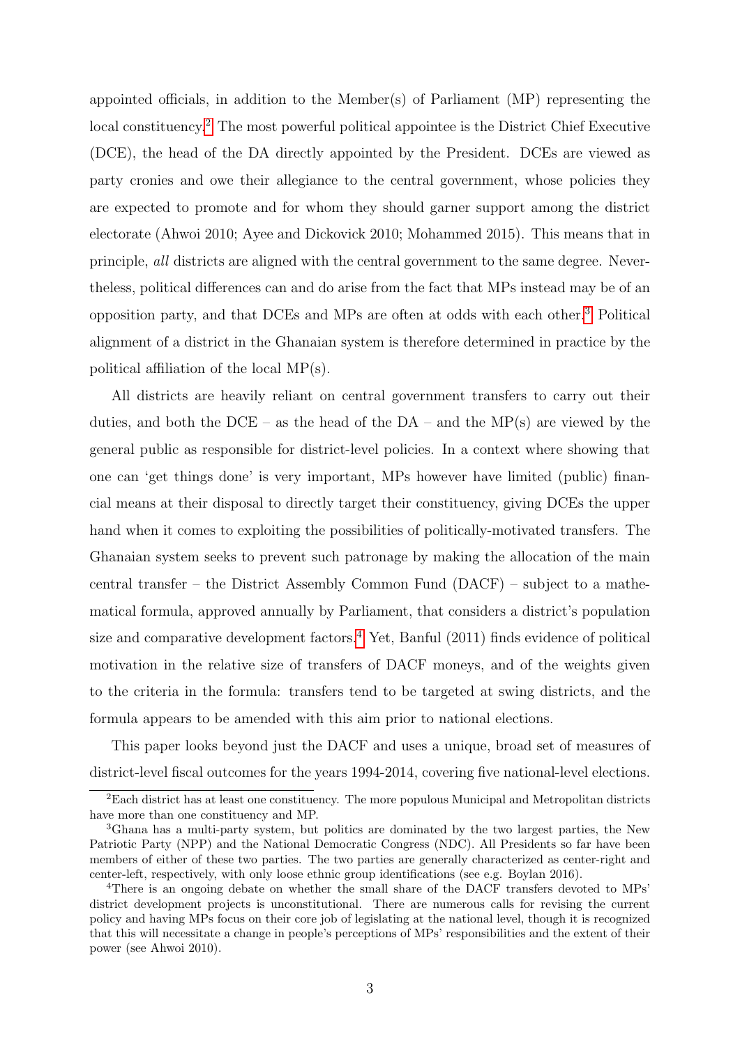appointed officials, in addition to the Member(s) of Parliament (MP) representing the local constituency.[2] The most powerful political appointee is the District Chief Executive (DCE), the head of the DA directly appointed by the President. DCEs are viewed as party cronies and owe their allegiance to the central government, whose policies they are expected to promote and for whom they should garner support among the district electorate (Ahwoi 2010; Ayee and Dickovick 2010; Mohammed 2015). This means that in principle, *all* districts are aligned with the central government to the same degree. Nevertheless, political differences can and do arise from the fact that MPs instead may be of an opposition party, and that DCEs and MPs are often at odds with each other.[3] Political alignment of a district in the Ghanaian system is therefore determined in practice by the political affiliation of the local MP(s).

All districts are heavily reliant on central government transfers to carry out their duties, and both the DCE – as the head of the DA – and the MP(s) are viewed by the general public as responsible for district-level policies. In a context where showing that one can 'get things done' is very important, MPs however have limited (public) financial means at their disposal to directly target their constituency, giving DCEs the upper hand when it comes to exploiting the possibilities of politically-motivated transfers. The Ghanaian system seeks to prevent such patronage by making the allocation of the main central transfer – the District Assembly Common Fund (DACF) – subject to a mathematical formula, approved annually by Parliament, that considers a district's population size and comparative development factors.[4] Yet, Banful (2011) finds evidence of political motivation in the relative size of transfers of DACF moneys, and of the weights given to the criteria in the formula: transfers tend to be targeted at swing districts, and the formula appears to be amended with this aim prior to national elections.

This paper looks beyond just the DACF and uses a unique, broad set of measures of district-level fiscal outcomes for the years 1994-2014, covering five national-level elections.

[2] Each district has at least one constituency. The more populous Municipal and Metropolitan districts have more than one constituency and MP.

[3] Ghana has a multi-party system, but politics are dominated by the two largest parties, the New Patriotic Party (NPP) and the National Democratic Congress (NDC). All Presidents so far have been members of either of these two parties. The two parties are generally characterized as center-right and center-left, respectively, with only loose ethnic group identifications (see e.g. Boylan 2016).

[4] There is an ongoing debate on whether the small share of the DACF transfers devoted to MPs' district development projects is unconstitutional. There are numerous calls for revising the current policy and having MPs focus on their core job of legislating at the national level, though it is recognized that this will necessitate a change in people's perceptions of MPs' responsibilities and the extent of their power (see Ahwoi 2010).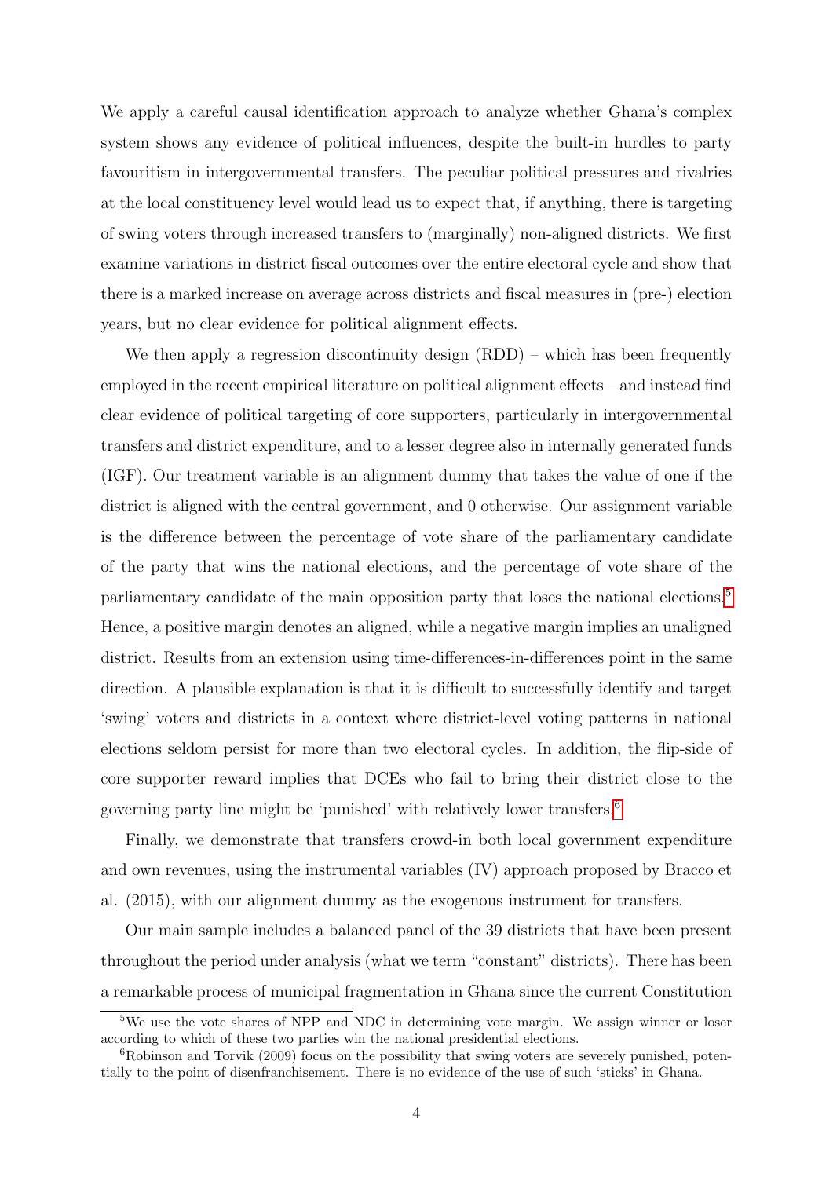We apply a careful causal identification approach to analyze whether Ghana's complex system shows any evidence of political influences, despite the built-in hurdles to party favouritism in intergovernmental transfers. The peculiar political pressures and rivalries at the local constituency level would lead us to expect that, if anything, there is targeting of swing voters through increased transfers to (marginally) non-aligned districts. We first examine variations in district fiscal outcomes over the entire electoral cycle and show that there is a marked increase on average across districts and fiscal measures in (pre-) election years, but no clear evidence for political alignment effects.

We then apply a regression discontinuity design (RDD) – which has been frequently employed in the recent empirical literature on political alignment effects – and instead find clear evidence of political targeting of core supporters, particularly in intergovernmental transfers and district expenditure, and to a lesser degree also in internally generated funds (IGF). Our treatment variable is an alignment dummy that takes the value of one if the district is aligned with the central government, and 0 otherwise. Our assignment variable is the difference between the percentage of vote share of the parliamentary candidate of the party that wins the national elections, and the percentage of vote share of the parliamentary candidate of the main opposition party that loses the national elections.[5] Hence, a positive margin denotes an aligned, while a negative margin implies an unaligned district. Results from an extension using time-differences-in-differences point in the same direction. A plausible explanation is that it is difficult to successfully identify and target 'swing' voters and districts in a context where district-level voting patterns in national elections seldom persist for more than two electoral cycles. In addition, the flip-side of core supporter reward implies that DCEs who fail to bring their district close to the governing party line might be 'punished' with relatively lower transfers.[6]

Finally, we demonstrate that transfers crowd-in both local government expenditure and own revenues, using the instrumental variables (IV) approach proposed by Bracco et al. (2015), with our alignment dummy as the exogenous instrument for transfers.

Our main sample includes a balanced panel of the 39 districts that have been present throughout the period under analysis (what we term "constant" districts). There has been a remarkable process of municipal fragmentation in Ghana since the current Constitution

[5] We use the vote shares of NPP and NDC in determining vote margin. We assign winner or loser according to which of these two parties win the national presidential elections.

[6] Robinson and Torvik (2009) focus on the possibility that swing voters are severely punished, potentially to the point of disenfranchisement. There is no evidence of the use of such 'sticks' in Ghana.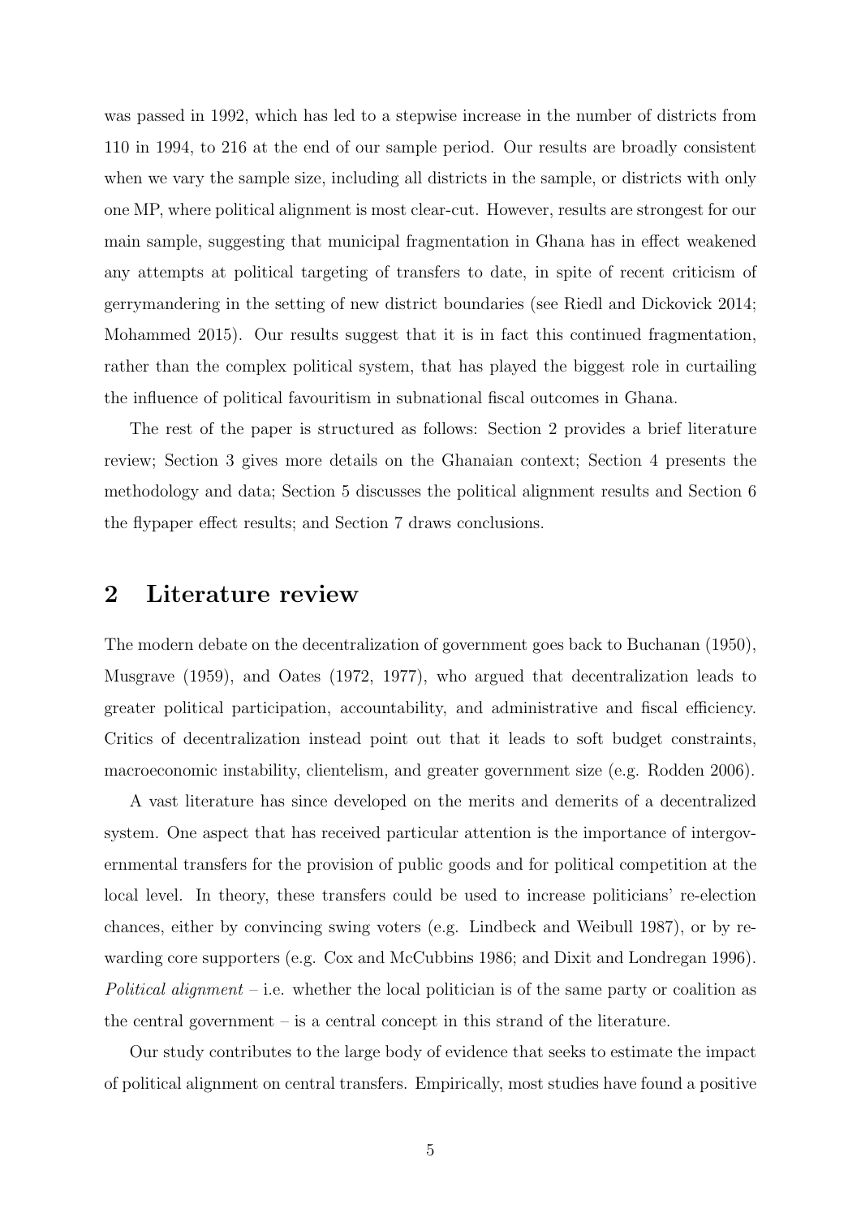was passed in 1992, which has led to a stepwise increase in the number of districts from 110 in 1994, to 216 at the end of our sample period. Our results are broadly consistent when we vary the sample size, including all districts in the sample, or districts with only one MP, where political alignment is most clear-cut. However, results are strongest for our main sample, suggesting that municipal fragmentation in Ghana has in effect weakened any attempts at political targeting of transfers to date, in spite of recent criticism of gerrymandering in the setting of new district boundaries (see Riedl and Dickovick 2014; Mohammed 2015). Our results suggest that it is in fact this continued fragmentation, rather than the complex political system, that has played the biggest role in curtailing the influence of political favouritism in subnational fiscal outcomes in Ghana.

The rest of the paper is structured as follows: Section 2 provides a brief literature review; Section 3 gives more details on the Ghanaian context; Section 4 presents the methodology and data; Section 5 discusses the political alignment results and Section 6 the flypaper effect results; and Section 7 draws conclusions.

## 2 Literature review

The modern debate on the decentralization of government goes back to Buchanan (1950), Musgrave (1959), and Oates (1972, 1977), who argued that decentralization leads to greater political participation, accountability, and administrative and fiscal efficiency. Critics of decentralization instead point out that it leads to soft budget constraints, macroeconomic instability, clientelism, and greater government size (e.g. Rodden 2006).

A vast literature has since developed on the merits and demerits of a decentralized system. One aspect that has received particular attention is the importance of intergovernmental transfers for the provision of public goods and for political competition at the local level. In theory, these transfers could be used to increase politicians' re-election chances, either by convincing swing voters (e.g. Lindbeck and Weibull 1987), or by rewarding core supporters (e.g. Cox and McCubbins 1986; and Dixit and Londregan 1996). *Political alignment* – i.e. whether the local politician is of the same party or coalition as the central government – is a central concept in this strand of the literature.

Our study contributes to the large body of evidence that seeks to estimate the impact of political alignment on central transfers. Empirically, most studies have found a positive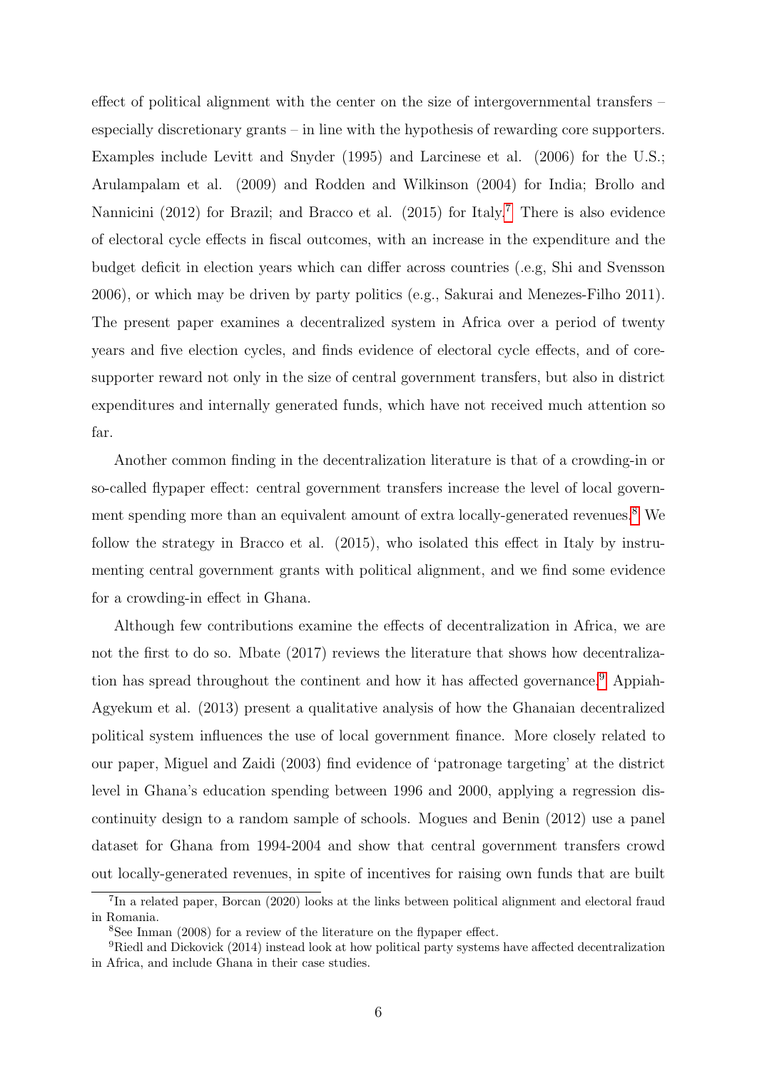effect of political alignment with the center on the size of intergovernmental transfers – especially discretionary grants – in line with the hypothesis of rewarding core supporters. Examples include Levitt and Snyder (1995) and Larcinese et al. (2006) for the U.S.; Arulampalam et al. (2009) and Rodden and Wilkinson (2004) for India; Brollo and Nannicini (2012) for Brazil; and Bracco et al. (2015) for Italy.[7] There is also evidence of electoral cycle effects in fiscal outcomes, with an increase in the expenditure and the budget deficit in election years which can differ across countries (.e.g, Shi and Svensson 2006), or which may be driven by party politics (e.g., Sakurai and Menezes-Filho 2011). The present paper examines a decentralized system in Africa over a period of twenty years and five election cycles, and finds evidence of electoral cycle effects, and of core-supporter reward not only in the size of central government transfers, but also in district expenditures and internally generated funds, which have not received much attention so far.

Another common finding in the decentralization literature is that of a crowding-in or so-called flypaper effect: central government transfers increase the level of local government spending more than an equivalent amount of extra locally-generated revenues.[8] We follow the strategy in Bracco et al. (2015), who isolated this effect in Italy by instrumenting central government grants with political alignment, and we find some evidence for a crowding-in effect in Ghana.

Although few contributions examine the effects of decentralization in Africa, we are not the first to do so. Mbate (2017) reviews the literature that shows how decentralization has spread throughout the continent and how it has affected governance.[9] Appiah-Agyekum et al. (2013) present a qualitative analysis of how the Ghanaian decentralized political system influences the use of local government finance. More closely related to our paper, Miguel and Zaidi (2003) find evidence of 'patronage targeting' at the district level in Ghana's education spending between 1996 and 2000, applying a regression discontinuity design to a random sample of schools. Mogues and Benin (2012) use a panel dataset for Ghana from 1994-2004 and show that central government transfers crowd out locally-generated revenues, in spite of incentives for raising own funds that are built

[7] In a related paper, Borcan (2020) looks at the links between political alignment and electoral fraud in Romania.

[8] See Inman (2008) for a review of the literature on the flypaper effect.

[9] Riedl and Dickovick (2014) instead look at how political party systems have affected decentralization in Africa, and include Ghana in their case studies.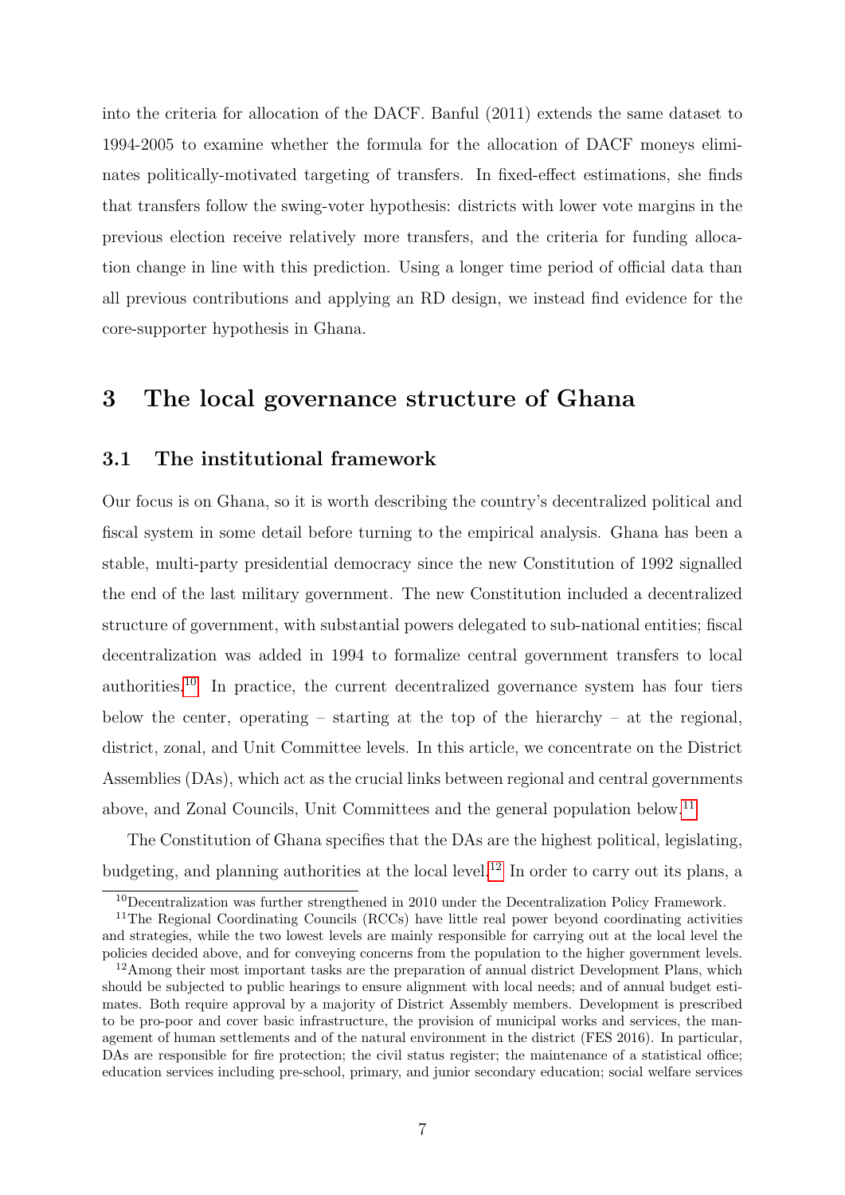into the criteria for allocation of the DACF. Banful (2011) extends the same dataset to 1994-2005 to examine whether the formula for the allocation of DACF moneys eliminates politically-motivated targeting of transfers. In fixed-effect estimations, she finds that transfers follow the swing-voter hypothesis: districts with lower vote margins in the previous election receive relatively more transfers, and the criteria for funding allocation change in line with this prediction. Using a longer time period of official data than all previous contributions and applying an RD design, we instead find evidence for the core-supporter hypothesis in Ghana.

## 3 The local governance structure of Ghana

### 3.1 The institutional framework

Our focus is on Ghana, so it is worth describing the country's decentralized political and fiscal system in some detail before turning to the empirical analysis. Ghana has been a stable, multi-party presidential democracy since the new Constitution of 1992 signalled the end of the last military government. The new Constitution included a decentralized structure of government, with substantial powers delegated to sub-national entities; fiscal decentralization was added in 1994 to formalize central government transfers to local authorities.[10] In practice, the current decentralized governance system has four tiers below the center, operating – starting at the top of the hierarchy – at the regional, district, zonal, and Unit Committee levels. In this article, we concentrate on the District Assemblies (DAs), which act as the crucial links between regional and central governments above, and Zonal Councils, Unit Committees and the general population below.[11]

The Constitution of Ghana specifies that the DAs are the highest political, legislating, budgeting, and planning authorities at the local level.[12] In order to carry out its plans, a

---

[10] Decentralization was further strengthened in 2010 under the Decentralization Policy Framework.

[11] The Regional Coordinating Councils (RCCs) have little real power beyond coordinating activities and strategies, while the two lowest levels are mainly responsible for carrying out at the local level the policies decided above, and for conveying concerns from the population to the higher government levels.

[12] Among their most important tasks are the preparation of annual district Development Plans, which should be subjected to public hearings to ensure alignment with local needs; and of annual budget estimates. Both require approval by a majority of District Assembly members. Development is prescribed to be pro-poor and cover basic infrastructure, the provision of municipal works and services, the management of human settlements and of the natural environment in the district (FES 2016). In particular, DAs are responsible for fire protection; the civil status register; the maintenance of a statistical office; education services including pre-school, primary, and junior secondary education; social welfare services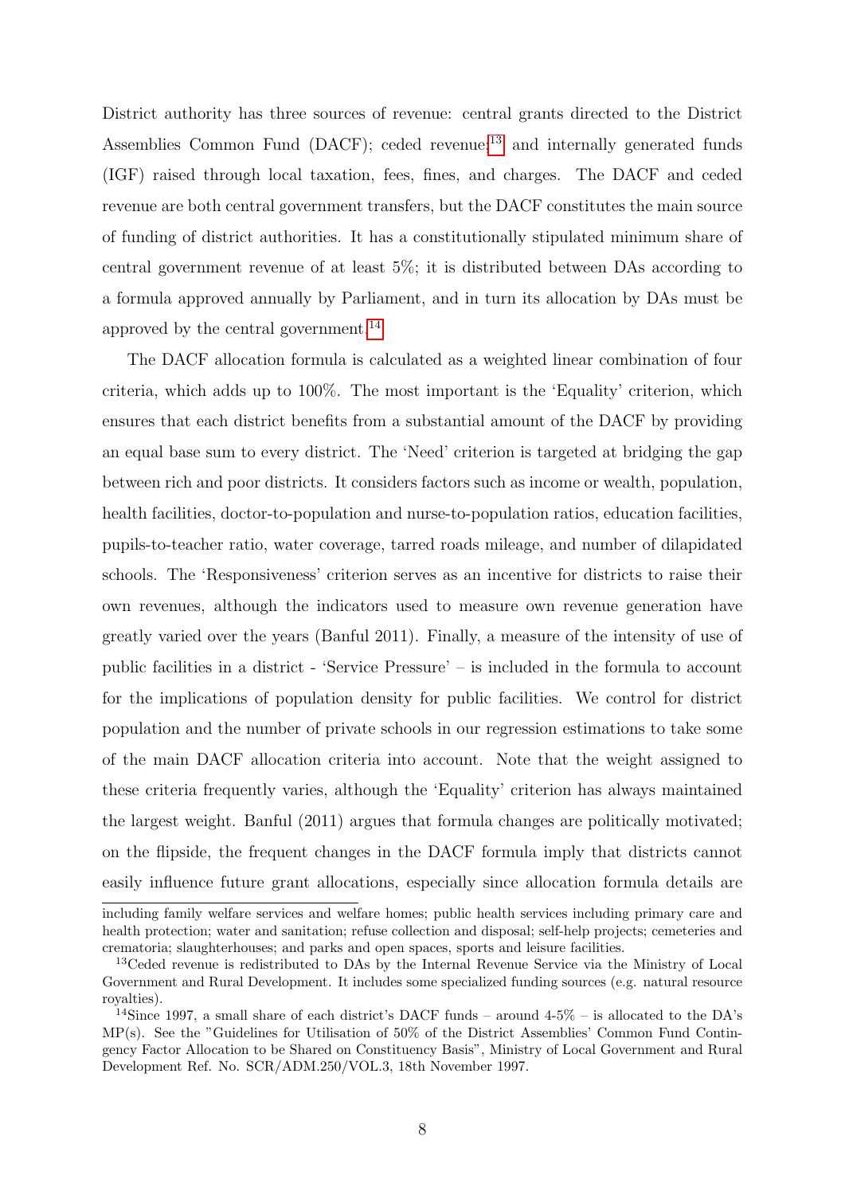District authority has three sources of revenue: central grants directed to the District Assemblies Common Fund (DACF); ceded revenue;[13] and internally generated funds (IGF) raised through local taxation, fees, fines, and charges. The DACF and ceded revenue are both central government transfers, but the DACF constitutes the main source of funding of district authorities. It has a constitutionally stipulated minimum share of central government revenue of at least 5%; it is distributed between DAs according to a formula approved annually by Parliament, and in turn its allocation by DAs must be approved by the central government.[14]

The DACF allocation formula is calculated as a weighted linear combination of four criteria, which adds up to 100%. The most important is the 'Equality' criterion, which ensures that each district benefits from a substantial amount of the DACF by providing an equal base sum to every district. The 'Need' criterion is targeted at bridging the gap between rich and poor districts. It considers factors such as income or wealth, population, health facilities, doctor-to-population and nurse-to-population ratios, education facilities, pupils-to-teacher ratio, water coverage, tarred roads mileage, and number of dilapidated schools. The 'Responsiveness' criterion serves as an incentive for districts to raise their own revenues, although the indicators used to measure own revenue generation have greatly varied over the years (Banful 2011). Finally, a measure of the intensity of use of public facilities in a district - 'Service Pressure' – is included in the formula to account for the implications of population density for public facilities. We control for district population and the number of private schools in our regression estimations to take some of the main DACF allocation criteria into account. Note that the weight assigned to these criteria frequently varies, although the 'Equality' criterion has always maintained the largest weight. Banful (2011) argues that formula changes are politically motivated; on the flipside, the frequent changes in the DACF formula imply that districts cannot easily influence future grant allocations, especially since allocation formula details are

including family welfare services and welfare homes; public health services including primary care and health protection; water and sanitation; refuse collection and disposal; self-help projects; cemeteries and crematoria; slaughterhouses; and parks and open spaces, sports and leisure facilities.

[13] Ceded revenue is redistributed to DAs by the Internal Revenue Service via the Ministry of Local Government and Rural Development. It includes some specialized funding sources (e.g. natural resource royalties).

[14] Since 1997, a small share of each district's DACF funds – around 4-5% – is allocated to the DA's MP(s). See the "Guidelines for Utilisation of 50% of the District Assemblies' Common Fund Contingency Factor Allocation to be Shared on Constituency Basis", Ministry of Local Government and Rural Development Ref. No. SCR/ADM.250/VOL.3, 18th November 1997.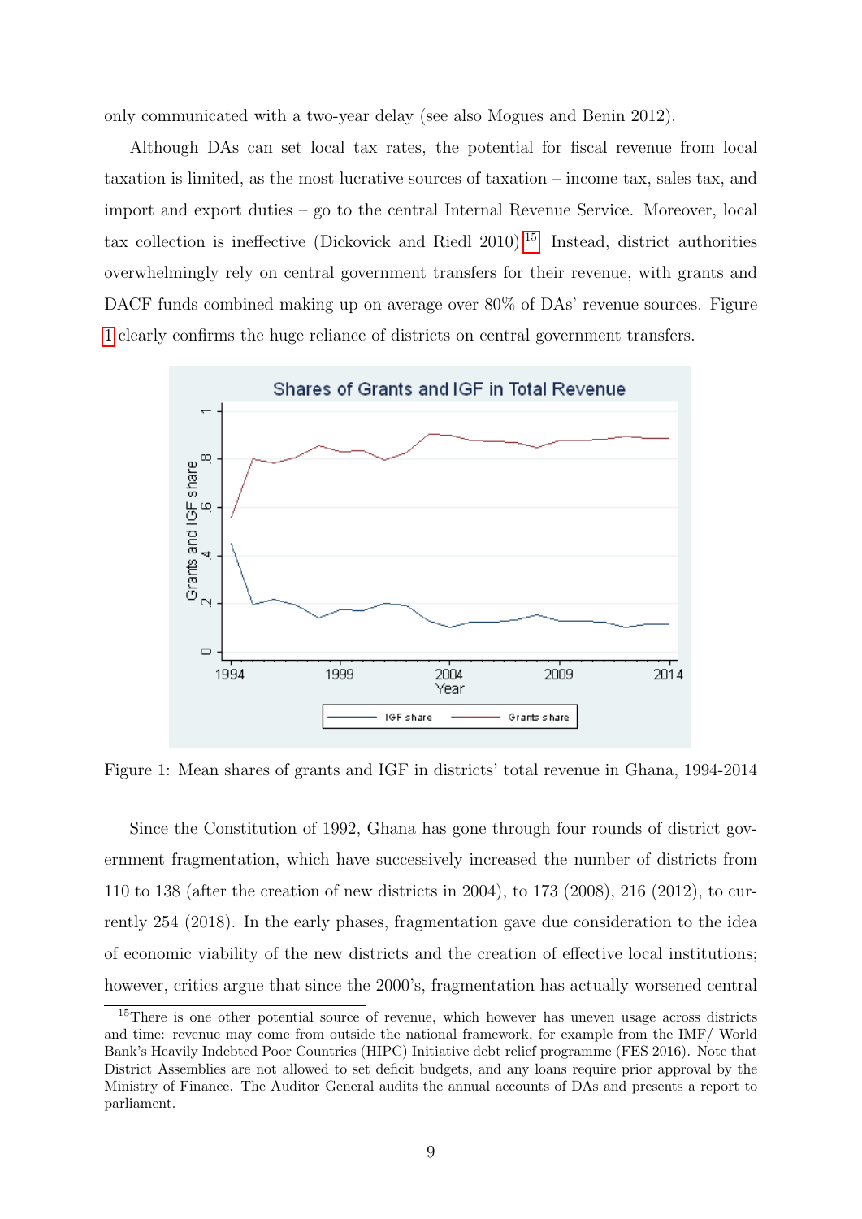only communicated with a two-year delay (see also Mogues and Benin 2012).

Although DAs can set local tax rates, the potential for fiscal revenue from local taxation is limited, as the most lucrative sources of taxation – income tax, sales tax, and import and export duties – go to the central Internal Revenue Service. Moreover, local tax collection is ineffective (Dickovick and Riedl 2010).[15] Instead, district authorities overwhelmingly rely on central government transfers for their revenue, with grants and DACF funds combined making up on average over 80% of DAs' revenue sources. Figure 1 clearly confirms the huge reliance of districts on central government transfers.

Figure 1: Mean shares of grants and IGF in districts' total revenue in Ghana, 1994-2014

Since the Constitution of 1992, Ghana has gone through four rounds of district government fragmentation, which have successively increased the number of districts from 110 to 138 (after the creation of new districts in 2004), to 173 (2008), 216 (2012), to currently 254 (2018). In the early phases, fragmentation gave due consideration to the idea of economic viability of the new districts and the creation of effective local institutions; however, critics argue that since the 2000's, fragmentation has actually worsened central

[15] There is one other potential source of revenue, which however has uneven usage across districts and time: revenue may come from outside the national framework, for example from the IMF/ World Bank's Heavily Indebted Poor Countries (HIPC) Initiative debt relief programme (FES 2016). Note that District Assemblies are not allowed to set deficit budgets, and any loans require prior approval by the Ministry of Finance. The Auditor General audits the annual accounts of DAs and presents a report to parliament.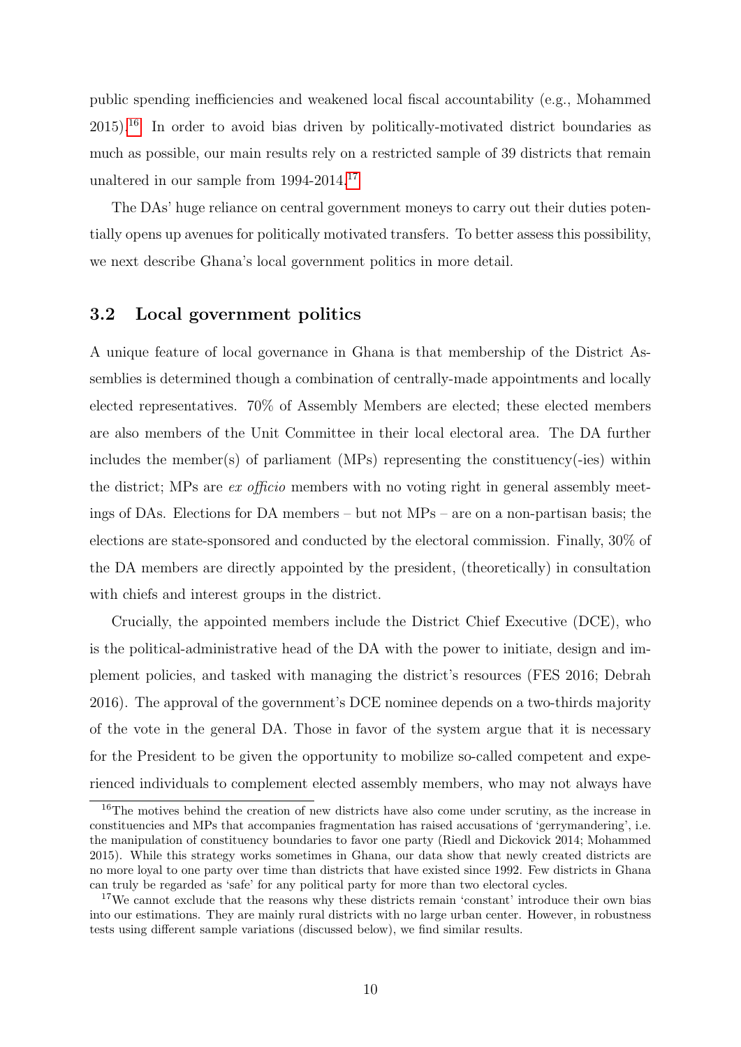public spending inefficiencies and weakened local fiscal accountability (e.g., Mohammed 2015).[16] In order to avoid bias driven by politically-motivated district boundaries as much as possible, our main results rely on a restricted sample of 39 districts that remain unaltered in our sample from 1994-2014.[17]

The DAs' huge reliance on central government moneys to carry out their duties potentially opens up avenues for politically motivated transfers. To better assess this possibility, we next describe Ghana's local government politics in more detail.

### 3.2 Local government politics

A unique feature of local governance in Ghana is that membership of the District Assemblies is determined though a combination of centrally-made appointments and locally elected representatives. 70% of Assembly Members are elected; these elected members are also members of the Unit Committee in their local electoral area. The DA further includes the member(s) of parliament (MPs) representing the constituency(-ies) within the district; MPs are *ex officio* members with no voting right in general assembly meetings of DAs. Elections for DA members – but not MPs – are on a non-partisan basis; the elections are state-sponsored and conducted by the electoral commission. Finally, 30% of the DA members are directly appointed by the president, (theoretically) in consultation with chiefs and interest groups in the district.

Crucially, the appointed members include the District Chief Executive (DCE), who is the political-administrative head of the DA with the power to initiate, design and implement policies, and tasked with managing the district's resources (FES 2016; Debrah 2016). The approval of the government's DCE nominee depends on a two-thirds majority of the vote in the general DA. Those in favor of the system argue that it is necessary for the President to be given the opportunity to mobilize so-called competent and experienced individuals to complement elected assembly members, who may not always have

[16] The motives behind the creation of new districts have also come under scrutiny, as the increase in constituencies and MPs that accompanies fragmentation has raised accusations of 'gerrymandering', i.e. the manipulation of constituency boundaries to favor one party (Riedl and Dickovick 2014; Mohammed 2015). While this strategy works sometimes in Ghana, our data show that newly created districts are no more loyal to one party over time than districts that have existed since 1992. Few districts in Ghana can truly be regarded as 'safe' for any political party for more than two electoral cycles.

[17] We cannot exclude that the reasons why these districts remain 'constant' introduce their own bias into our estimations. They are mainly rural districts with no large urban center. However, in robustness tests using different sample variations (discussed below), we find similar results.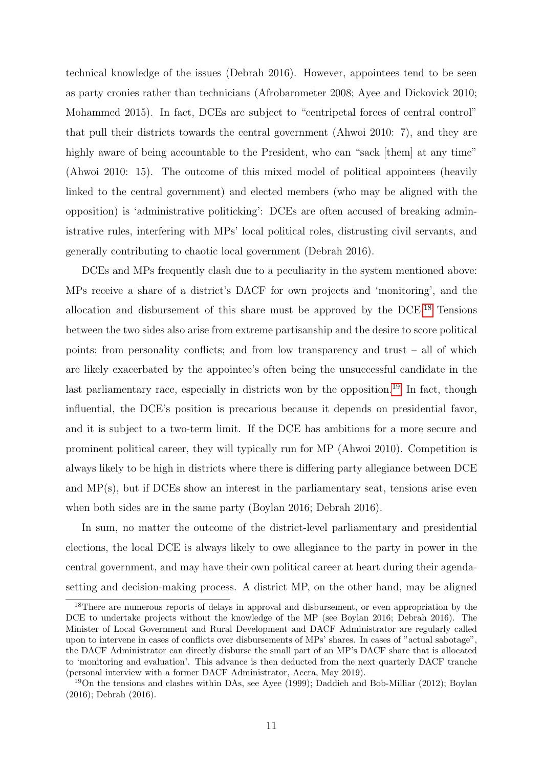technical knowledge of the issues (Debrah 2016). However, appointees tend to be seen as party cronies rather than technicians (Afrobarometer 2008; Ayee and Dickovick 2010; Mohammed 2015). In fact, DCEs are subject to "centripetal forces of central control" that pull their districts towards the central government (Ahwoi 2010: 7), and they are highly aware of being accountable to the President, who can "sack [them] at any time" (Ahwoi 2010: 15). The outcome of this mixed model of political appointees (heavily linked to the central government) and elected members (who may be aligned with the opposition) is 'administrative politicking': DCEs are often accused of breaking administrative rules, interfering with MPs' local political roles, distrusting civil servants, and generally contributing to chaotic local government (Debrah 2016).

DCEs and MPs frequently clash due to a peculiarity in the system mentioned above: MPs receive a share of a district's DACF for own projects and 'monitoring', and the allocation and disbursement of this share must be approved by the DCE.[18] Tensions between the two sides also arise from extreme partisanship and the desire to score political points; from personality conflicts; and from low transparency and trust – all of which are likely exacerbated by the appointee's often being the unsuccessful candidate in the last parliamentary race, especially in districts won by the opposition.[19] In fact, though influential, the DCE's position is precarious because it depends on presidential favor, and it is subject to a two-term limit. If the DCE has ambitions for a more secure and prominent political career, they will typically run for MP (Ahwoi 2010). Competition is always likely to be high in districts where there is differing party allegiance between DCE and MP(s), but if DCEs show an interest in the parliamentary seat, tensions arise even when both sides are in the same party (Boylan 2016; Debrah 2016).

In sum, no matter the outcome of the district-level parliamentary and presidential elections, the local DCE is always likely to owe allegiance to the party in power in the central government, and may have their own political career at heart during their agenda-setting and decision-making process. A district MP, on the other hand, may be aligned

[18] There are numerous reports of delays in approval and disbursement, or even appropriation by the DCE to undertake projects without the knowledge of the MP (see Boylan 2016; Debrah 2016). The Minister of Local Government and Rural Development and DACF Administrator are regularly called upon to intervene in cases of conflicts over disbursements of MPs' shares. In cases of "actual sabotage", the DACF Administrator can directly disburse the small part of an MP's DACF share that is allocated to 'monitoring and evaluation'. This advance is then deducted from the next quarterly DACF tranche (personal interview with a former DACF Administrator, Accra, May 2019).

[19] On the tensions and clashes within DAs, see Ayee (1999); Daddieh and Bob-Milliar (2012); Boylan (2016); Debrah (2016).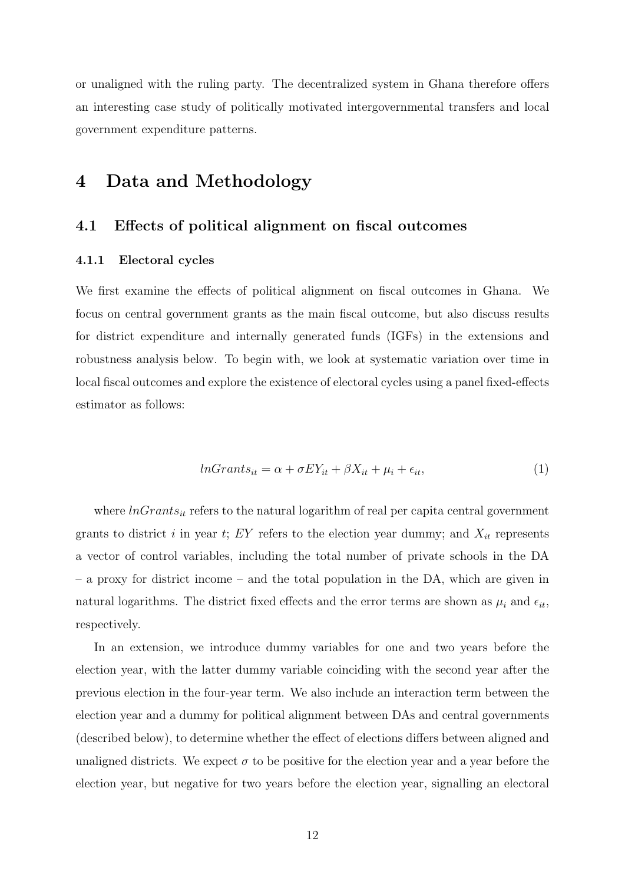or unaligned with the ruling party. The decentralized system in Ghana therefore offers an interesting case study of politically motivated intergovernmental transfers and local government expenditure patterns.

# 4 Data and Methodology

## 4.1 Effects of political alignment on fiscal outcomes

### 4.1.1 Electoral cycles

We first examine the effects of political alignment on fiscal outcomes in Ghana. We focus on central government grants as the main fiscal outcome, but also discuss results for district expenditure and internally generated funds (IGFs) in the extensions and robustness analysis below. To begin with, we look at systematic variation over time in local fiscal outcomes and explore the existence of electoral cycles using a panel fixed-effects estimator as follows:

$$lnGrants_{it} = \alpha + \sigma EY_{it} + \beta X_{it} + \mu_i + \epsilon_{it}, \tag{1}$$

where $lnGrants_{it}$ refers to the natural logarithm of real per capita central government grants to district $i$ in year $t$; $EY$ refers to the election year dummy; and $X_{it}$ represents a vector of control variables, including the total number of private schools in the DA – a proxy for district income – and the total population in the DA, which are given in natural logarithms. The district fixed effects and the error terms are shown as $\mu_i$ and $\epsilon_{it}$, respectively.

In an extension, we introduce dummy variables for one and two years before the election year, with the latter dummy variable coinciding with the second year after the previous election in the four-year term. We also include an interaction term between the election year and a dummy for political alignment between DAs and central governments (described below), to determine whether the effect of elections differs between aligned and unaligned districts. We expect $\sigma$ to be positive for the election year and a year before the election year, but negative for two years before the election year, signalling an electoral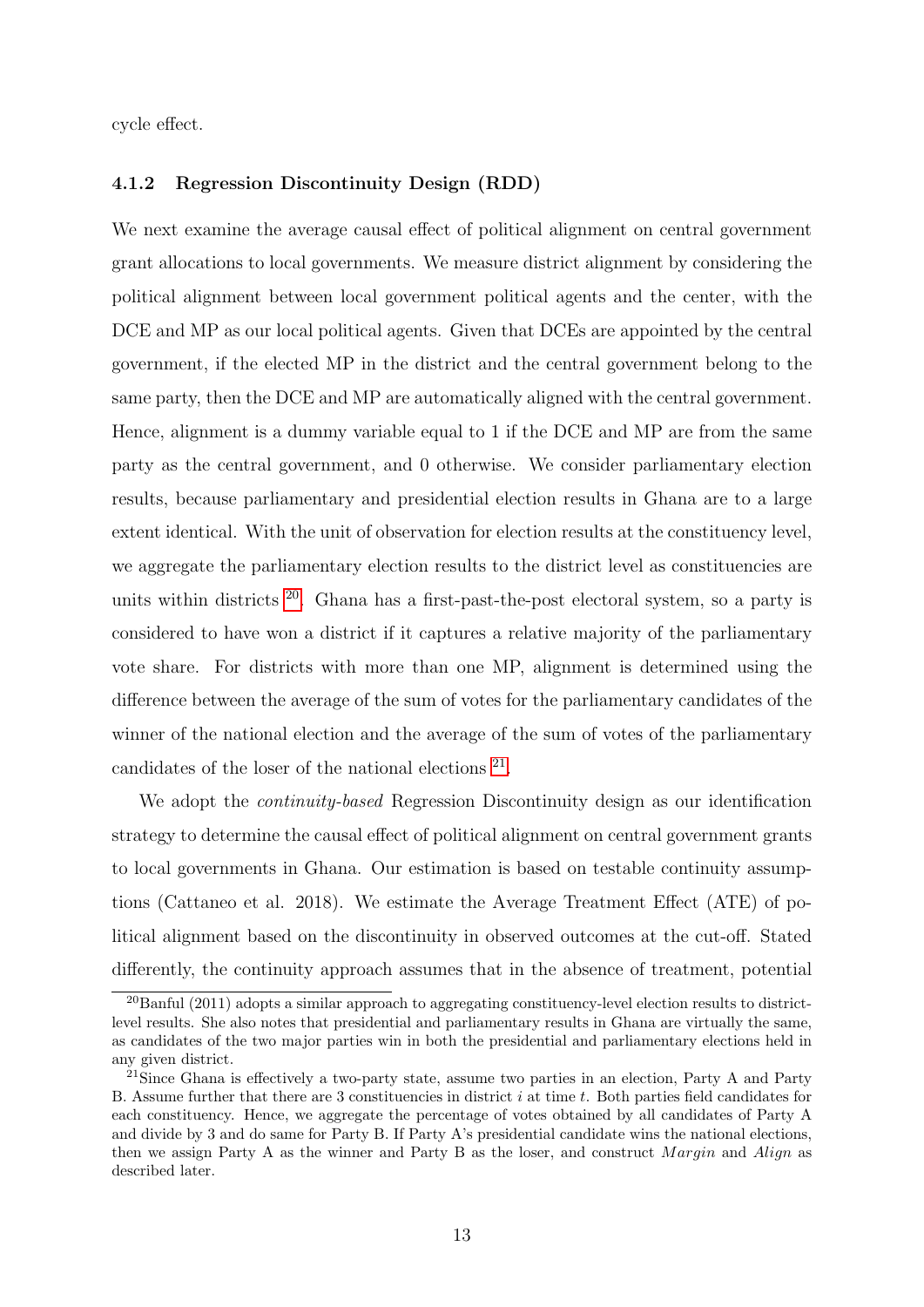cycle effect.

#### 4.1.2 Regression Discontinuity Design (RDD)

We next examine the average causal effect of political alignment on central government grant allocations to local governments. We measure district alignment by considering the political alignment between local government political agents and the center, with the DCE and MP as our local political agents. Given that DCEs are appointed by the central government, if the elected MP in the district and the central government belong to the same party, then the DCE and MP are automatically aligned with the central government. Hence, alignment is a dummy variable equal to 1 if the DCE and MP are from the same party as the central government, and 0 otherwise. We consider parliamentary election results, because parliamentary and presidential election results in Ghana are to a large extent identical. With the unit of observation for election results at the constituency level, we aggregate the parliamentary election results to the district level as constituencies are units within districts [20]. Ghana has a first-past-the-post electoral system, so a party is considered to have won a district if it captures a relative majority of the parliamentary vote share. For districts with more than one MP, alignment is determined using the difference between the average of the sum of votes for the parliamentary candidates of the winner of the national election and the average of the sum of votes of the parliamentary candidates of the loser of the national elections [21].

We adopt the *continuity-based* Regression Discontinuity design as our identification strategy to determine the causal effect of political alignment on central government grants to local governments in Ghana. Our estimation is based on testable continuity assumptions (Cattaneo et al. 2018). We estimate the Average Treatment Effect (ATE) of political alignment based on the discontinuity in observed outcomes at the cut-off. Stated differently, the continuity approach assumes that in the absence of treatment, potential

---

[20] Banful (2011) adopts a similar approach to aggregating constituency-level election results to district-level results. She also notes that presidential and parliamentary results in Ghana are virtually the same, as candidates of the two major parties win in both the presidential and parliamentary elections held in any given district.

[21] Since Ghana is effectively a two-party state, assume two parties in an election, Party A and Party B. Assume further that there are 3 constituencies in district $i$ at time $t$. Both parties field candidates for each constituency. Hence, we aggregate the percentage of votes obtained by all candidates of Party A and divide by 3 and do same for Party B. If Party A's presidential candidate wins the national elections, then we assign Party A as the winner and Party B as the loser, and construct $Margin$ and $Align$ as described later.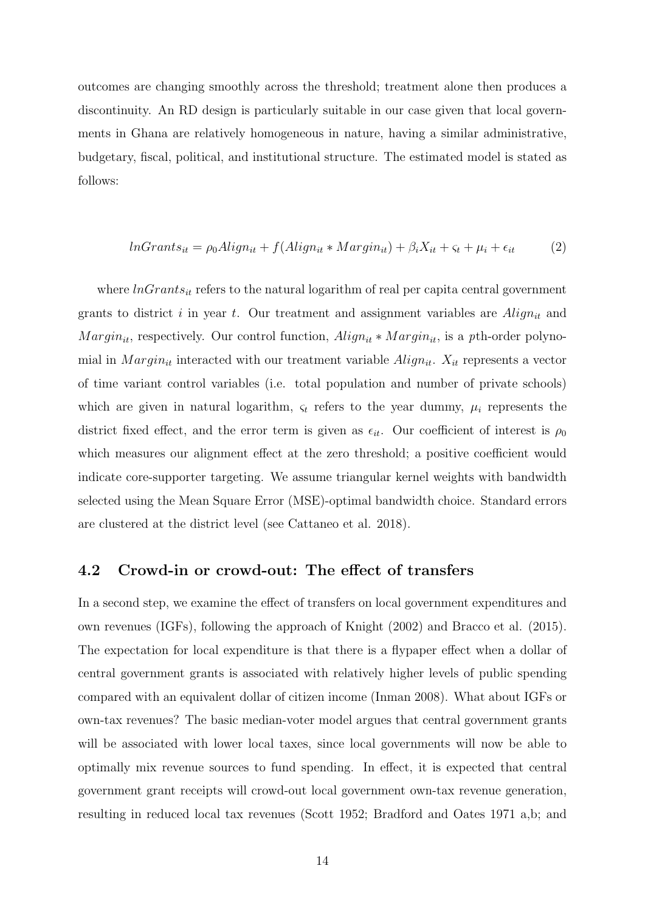outcomes are changing smoothly across the threshold; treatment alone then produces a discontinuity. An RD design is particularly suitable in our case given that local governments in Ghana are relatively homogeneous in nature, having a similar administrative, budgetary, fiscal, political, and institutional structure. The estimated model is stated as follows:

$$lnGrants_{it} = \rho_0 Align_{it} + f(Align_{it} * Margin_{it}) + \beta_i X_{it} + \varsigma_t + \mu_i + \epsilon_{it} \tag{2}$$

where $lnGrants_{it}$ refers to the natural logarithm of real per capita central government grants to district $i$ in year $t$. Our treatment and assignment variables are $Align_{it}$ and $Margin_{it}$, respectively. Our control function, $Align_{it} * Margin_{it}$, is a $p$th-order polynomial in $Margin_{it}$ interacted with our treatment variable $Align_{it}$. $X_{it}$ represents a vector of time variant control variables (i.e. total population and number of private schools) which are given in natural logarithm, $\varsigma_t$ refers to the year dummy, $\mu_i$ represents the district fixed effect, and the error term is given as $\epsilon_{it}$. Our coefficient of interest is $\rho_0$ which measures our alignment effect at the zero threshold; a positive coefficient would indicate core-supporter targeting. We assume triangular kernel weights with bandwidth selected using the Mean Square Error (MSE)-optimal bandwidth choice. Standard errors are clustered at the district level (see Cattaneo et al. 2018).

## 4.2 Crowd-in or crowd-out: The effect of transfers

In a second step, we examine the effect of transfers on local government expenditures and own revenues (IGFs), following the approach of Knight (2002) and Bracco et al. (2015). The expectation for local expenditure is that there is a flypaper effect when a dollar of central government grants is associated with relatively higher levels of public spending compared with an equivalent dollar of citizen income (Inman 2008). What about IGFs or own-tax revenues? The basic median-voter model argues that central government grants will be associated with lower local taxes, since local governments will now be able to optimally mix revenue sources to fund spending. In effect, it is expected that central government grant receipts will crowd-out local government own-tax revenue generation, resulting in reduced local tax revenues (Scott 1952; Bradford and Oates 1971 a,b; and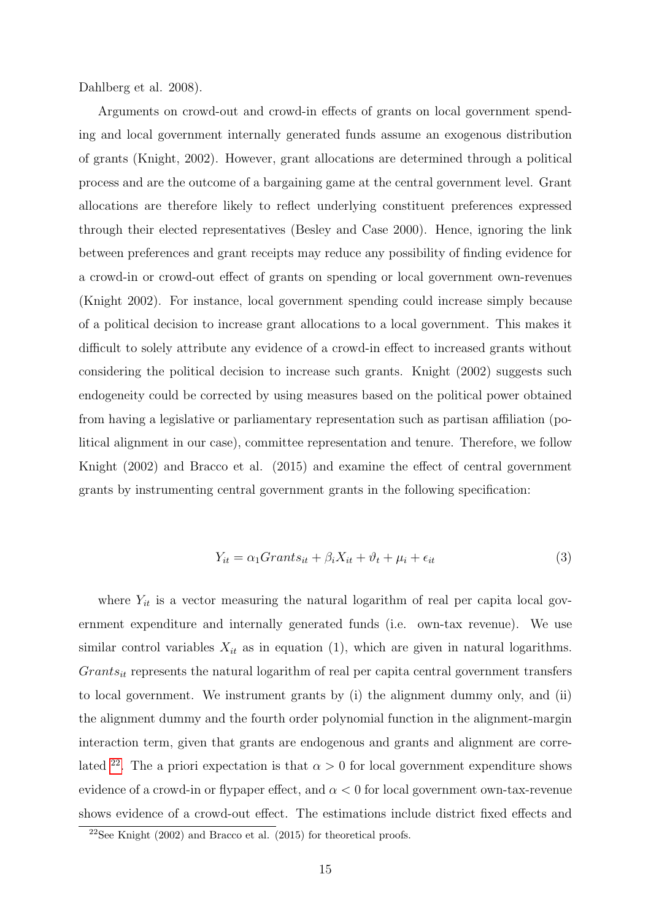Dahlberg et al. 2008).

Arguments on crowd-out and crowd-in effects of grants on local government spending and local government internally generated funds assume an exogenous distribution of grants (Knight, 2002). However, grant allocations are determined through a political process and are the outcome of a bargaining game at the central government level. Grant allocations are therefore likely to reflect underlying constituent preferences expressed through their elected representatives (Besley and Case 2000). Hence, ignoring the link between preferences and grant receipts may reduce any possibility of finding evidence for a crowd-in or crowd-out effect of grants on spending or local government own-revenues (Knight 2002). For instance, local government spending could increase simply because of a political decision to increase grant allocations to a local government. This makes it difficult to solely attribute any evidence of a crowd-in effect to increased grants without considering the political decision to increase such grants. Knight (2002) suggests such endogeneity could be corrected by using measures based on the political power obtained from having a legislative or parliamentary representation such as partisan affiliation (political alignment in our case), committee representation and tenure. Therefore, we follow Knight (2002) and Bracco et al. (2015) and examine the effect of central government grants by instrumenting central government grants in the following specification:

$$Y_{it} = \alpha_1 Grants_{it} + \beta_i X_{it} + \vartheta_t + \mu_i + \epsilon_{it} \tag{3}$$

where $Y_{it}$ is a vector measuring the natural logarithm of real per capita local government expenditure and internally generated funds (i.e. own-tax revenue). We use similar control variables $X_{it}$ as in equation (1), which are given in natural logarithms. $Grants_{it}$ represents the natural logarithm of real per capita central government transfers to local government. We instrument grants by (i) the alignment dummy only, and (ii) the alignment dummy and the fourth order polynomial function in the alignment-margin interaction term, given that grants are endogenous and grants and alignment are correlated [22]. The a priori expectation is that $\alpha > 0$ for local government expenditure shows evidence of a crowd-in or flypaper effect, and $\alpha < 0$ for local government own-tax-revenue shows evidence of a crowd-out effect. The estimations include district fixed effects and

[22] See Knight (2002) and Bracco et al. (2015) for theoretical proofs.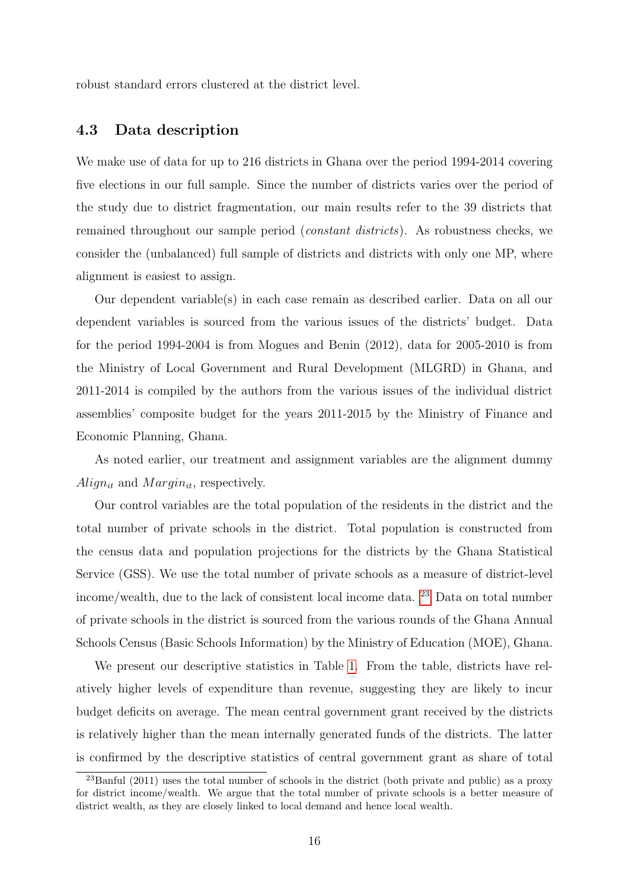robust standard errors clustered at the district level.

### 4.3 Data description

We make use of data for up to 216 districts in Ghana over the period 1994-2014 covering five elections in our full sample. Since the number of districts varies over the period of the study due to district fragmentation, our main results refer to the 39 districts that remained throughout our sample period (*constant districts*). As robustness checks, we consider the (unbalanced) full sample of districts and districts with only one MP, where alignment is easiest to assign.

Our dependent variable(s) in each case remain as described earlier. Data on all our dependent variables is sourced from the various issues of the districts' budget. Data for the period 1994-2004 is from Mogues and Benin (2012), data for 2005-2010 is from the Ministry of Local Government and Rural Development (MLGRD) in Ghana, and 2011-2014 is compiled by the authors from the various issues of the individual district assemblies' composite budget for the years 2011-2015 by the Ministry of Finance and Economic Planning, Ghana.

As noted earlier, our treatment and assignment variables are the alignment dummy $Align_{it}$ and $Margin_{it}$, respectively.

Our control variables are the total population of the residents in the district and the total number of private schools in the district. Total population is constructed from the census data and population projections for the districts by the Ghana Statistical Service (GSS). We use the total number of private schools as a measure of district-level income/wealth, due to the lack of consistent local income data. [23] Data on total number of private schools in the district is sourced from the various rounds of the Ghana Annual Schools Census (Basic Schools Information) by the Ministry of Education (MOE), Ghana.

We present our descriptive statistics in Table 1. From the table, districts have relatively higher levels of expenditure than revenue, suggesting they are likely to incur budget deficits on average. The mean central government grant received by the districts is relatively higher than the mean internally generated funds of the districts. The latter is confirmed by the descriptive statistics of central government grant as share of total

[23] Banful (2011) uses the total number of schools in the district (both private and public) as a proxy for district income/wealth. We argue that the total number of private schools is a better measure of district wealth, as they are closely linked to local demand and hence local wealth.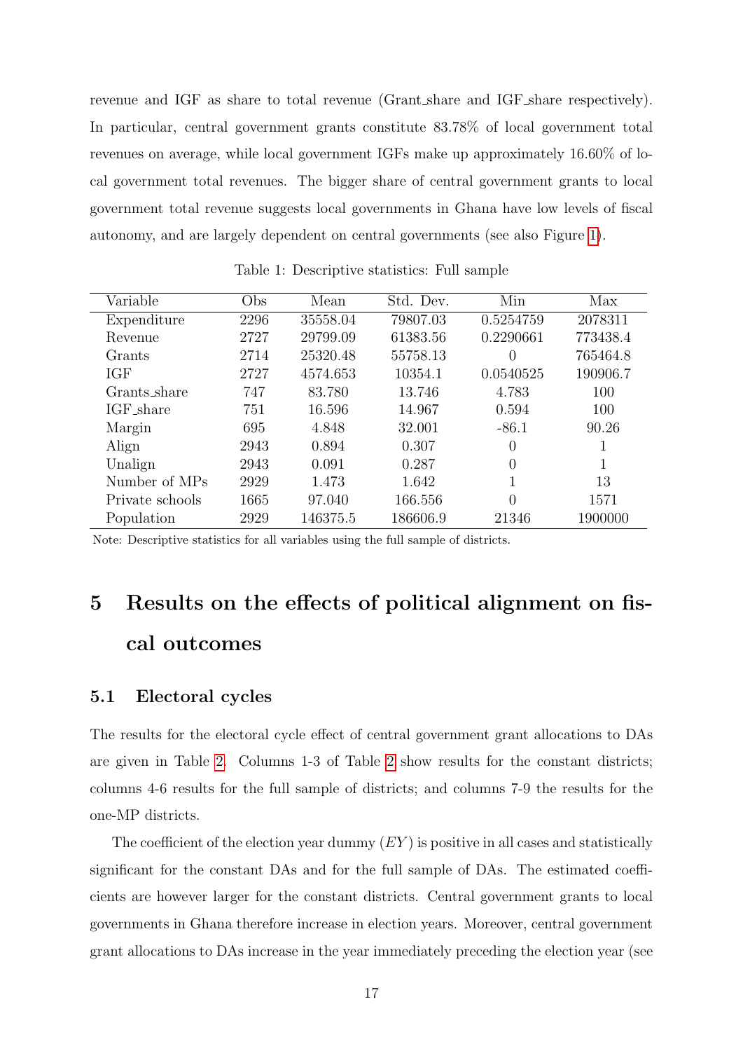revenue and IGF as share to total revenue (Grant_share and IGF_share respectively). In particular, central government grants constitute 83.78% of local government total revenues on average, while local government IGFs make up approximately 16.60% of local government total revenues. The bigger share of central government grants to local government total revenue suggests local governments in Ghana have low levels of fiscal autonomy, and are largely dependent on central governments (see also Figure 1).

Table 1: Descriptive statistics: Full sample

| Variable | Obs | Mean | Std. Dev. | Min | Max |
|---|---|---|---|---|---|
| Expenditure | 2296 | 35558.04 | 79807.03 | 0.5254759 | 2078311 |
| Revenue | 2727 | 29799.09 | 61383.56 | 0.2290661 | 773438.4 |
| Grants | 2714 | 25320.48 | 55758.13 | 0 | 765464.8 |
| IGF | 2727 | 4574.653 | 10354.1 | 0.0540525 | 190906.7 |
| Grants_share | 747 | 83.780 | 13.746 | 4.783 | 100 |
| IGF_share | 751 | 16.596 | 14.967 | 0.594 | 100 |
| Margin | 695 | 4.848 | 32.001 | -86.1 | 90.26 |
| Align | 2943 | 0.894 | 0.307 | 0 | 1 |
| Unalign | 2943 | 0.091 | 0.287 | 0 | 1 |
| Number of MPs | 2929 | 1.473 | 1.642 | 1 | 13 |
| Private schools | 1665 | 97.040 | 166.556 | 0 | 1571 |
| Population | 2929 | 146375.5 | 186606.9 | 21346 | 1900000 |

Note: Descriptive statistics for all variables using the full sample of districts.

# 5 Results on the effects of political alignment on fiscal outcomes

## 5.1 Electoral cycles

The results for the electoral cycle effect of central government grant allocations to DAs are given in Table 2. Columns 1-3 of Table 2 show results for the constant districts; columns 4-6 results for the full sample of districts; and columns 7-9 the results for the one-MP districts.

The coefficient of the election year dummy ($EY$) is positive in all cases and statistically significant for the constant DAs and for the full sample of DAs. The estimated coefficients are however larger for the constant districts. Central government grants to local governments in Ghana therefore increase in election years. Moreover, central government grant allocations to DAs increase in the year immediately preceding the election year (see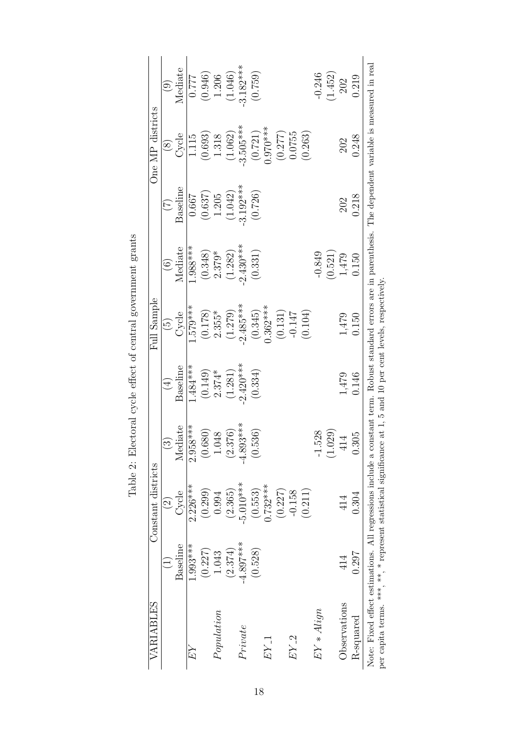Table 2: Electoral cycle effect of central government grants

| VARIABLES | Constant districts | | | Full Sample | | | One MP districts | | |
|---|---|---|---|---|---|---|---|---|---|
| | (1) | (2) | (3) | (4) | (5) | (6) | (7) | (8) | (9) |
| | Baseline | Cycle | Mediate | Baseline | Cycle | Mediate | Baseline | Cycle | Mediate |
| $EY$ | 1.993*** | 2.226*** | 2.958*** | 1.484*** | 1.579*** | 1.988*** | 0.667 | 1.115 | 0.777 |
| | (0.227) | (0.299) | (0.680) | (0.149) | (0.178) | (0.348) | (0.637) | (0.693) | (0.946) |
| $Population$ | 1.043 | 0.994 | 1.048 | 2.374* | 2.355* | 2.379* | 1.205 | 1.318 | 1.206 |
| | (2.374) | (2.365) | (2.376) | (1.281) | (1.279) | (1.282) | (1.042) | (1.062) | (1.046) |
| $Private$ | -4.897*** | -5.010*** | -4.893*** | -2.420*** | -2.485*** | -2.430*** | -3.192*** | -3.505*** | -3.182*** |
| | (0.528) | (0.553) | (0.536) | (0.334) | (0.345) | (0.331) | (0.726) | (0.721) | (0.759) |
| $EY\_1$ | | 0.732*** | | | 0.362*** | | | 0.970*** | |
| | | (0.227) | | | (0.131) | | | (0.277) | |
| $EY\_2$ | | -0.158 | | | -0.147 | | | 0.0755 | |
| | | (0.211) | | | (0.104) | | | (0.263) | |
| $EY * Align$ | | | -1.528 | | | -0.849 | | | -0.246 |
| | | | (1.029) | | | (0.521) | | | (1.452) |
| Observations | 414 | 414 | 414 | 1,479 | 1,479 | 1,479 | 202 | 202 | 202 |
| R-squared | 0.297 | 0.304 | 0.305 | 0.146 | 0.150 | 0.150 | 0.218 | 0.248 | 0.219 |

Note: Fixed effect estimations. All regressions include a constant term. Robust standard errors are in parenthesis. The dependent variable is measured in real per capita terms. ***, **, * represent statistical significance at 1, 5 and 10 per cent levels, respectively.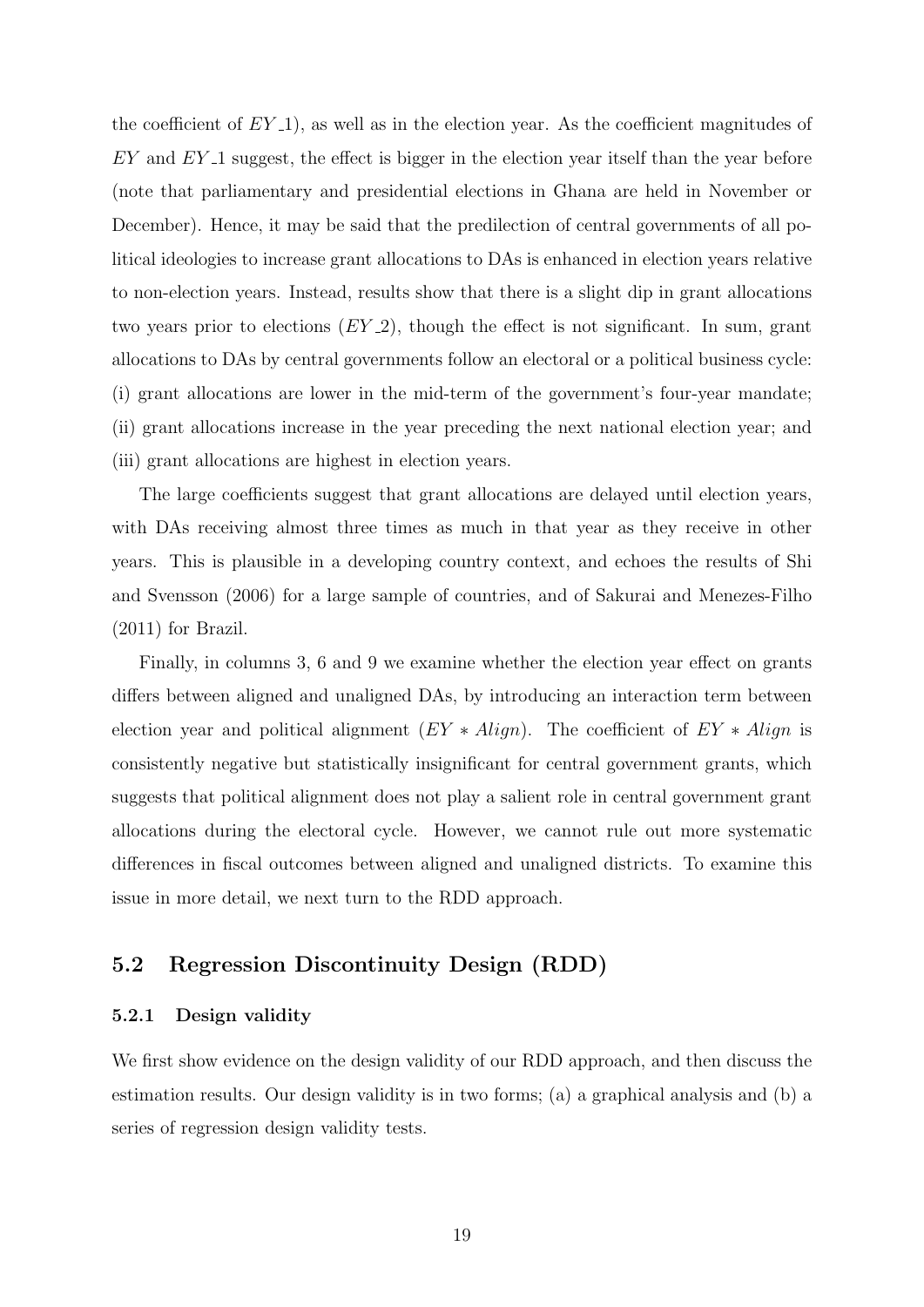the coefficient of $EY\_1$), as well as in the election year. As the coefficient magnitudes of $EY$ and $EY\_1$ suggest, the effect is bigger in the election year itself than the year before (note that parliamentary and presidential elections in Ghana are held in November or December). Hence, it may be said that the predilection of central governments of all political ideologies to increase grant allocations to DAs is enhanced in election years relative to non-election years. Instead, results show that there is a slight dip in grant allocations two years prior to elections ($EY\_2$), though the effect is not significant. In sum, grant allocations to DAs by central governments follow an electoral or a political business cycle: (i) grant allocations are lower in the mid-term of the government's four-year mandate; (ii) grant allocations increase in the year preceding the next national election year; and (iii) grant allocations are highest in election years.

The large coefficients suggest that grant allocations are delayed until election years, with DAs receiving almost three times as much in that year as they receive in other years. This is plausible in a developing country context, and echoes the results of Shi and Svensson (2006) for a large sample of countries, and of Sakurai and Menezes-Filho (2011) for Brazil.

Finally, in columns 3, 6 and 9 we examine whether the election year effect on grants differs between aligned and unaligned DAs, by introducing an interaction term between election year and political alignment ($EY * Align$). The coefficient of $EY * Align$ is consistently negative but statistically insignificant for central government grants, which suggests that political alignment does not play a salient role in central government grant allocations during the electoral cycle. However, we cannot rule out more systematic differences in fiscal outcomes between aligned and unaligned districts. To examine this issue in more detail, we next turn to the RDD approach.

## 5.2 Regression Discontinuity Design (RDD)

### 5.2.1 Design validity

We first show evidence on the design validity of our RDD approach, and then discuss the estimation results. Our design validity is in two forms; (a) a graphical analysis and (b) a series of regression design validity tests.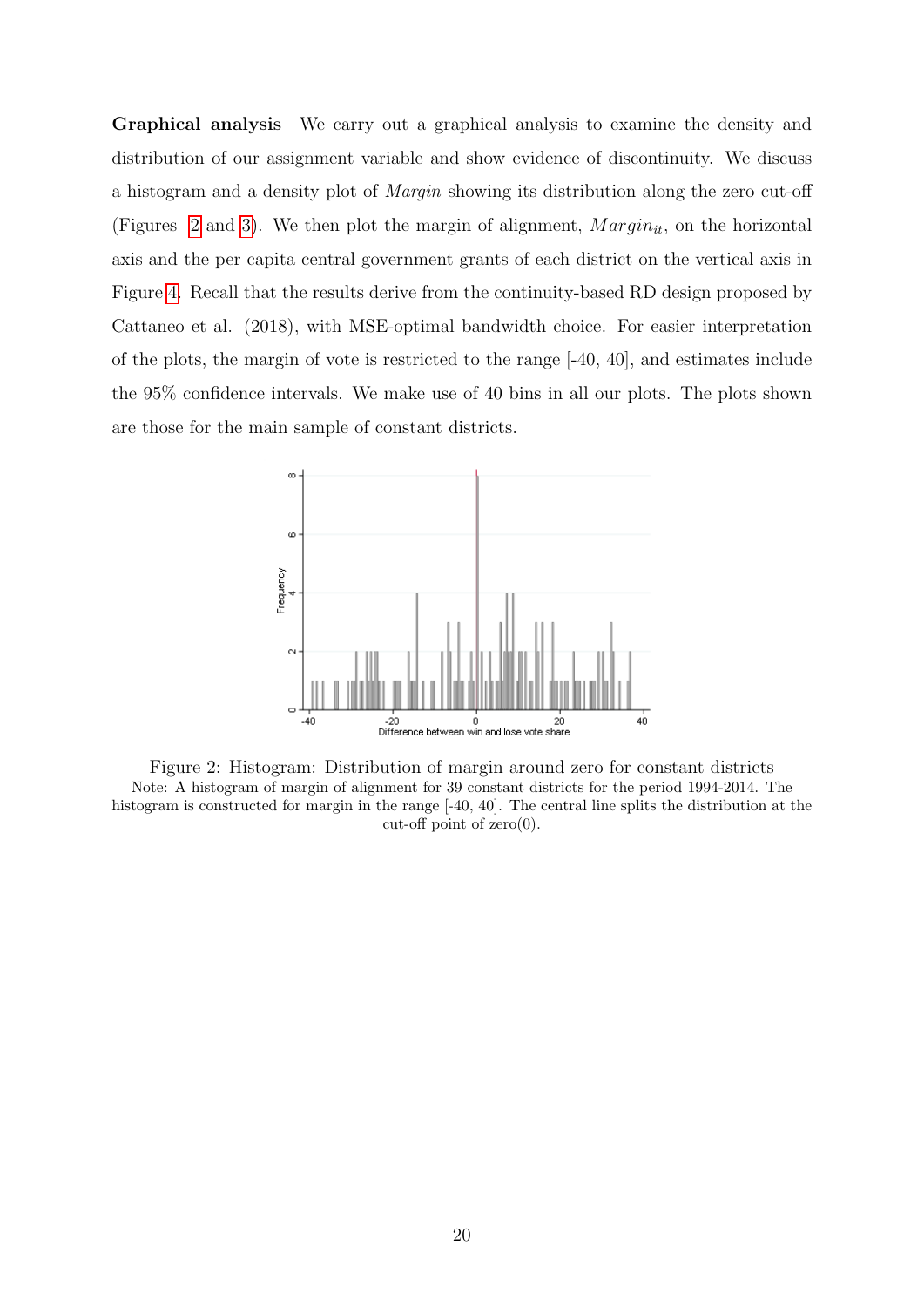**Graphical analysis** We carry out a graphical analysis to examine the density and distribution of our assignment variable and show evidence of discontinuity. We discuss a histogram and a density plot of *Margin* showing its distribution along the zero cut-off (Figures 2 and 3). We then plot the margin of alignment, $Margin_{it}$, on the horizontal axis and the per capita central government grants of each district on the vertical axis in Figure 4. Recall that the results derive from the continuity-based RD design proposed by Cattaneo et al. (2018), with MSE-optimal bandwidth choice. For easier interpretation of the plots, the margin of vote is restricted to the range [-40, 40], and estimates include the 95% confidence intervals. We make use of 40 bins in all our plots. The plots shown are those for the main sample of constant districts.

Figure 2: Histogram: Distribution of margin around zero for constant districts

Note: A histogram of margin of alignment for 39 constant districts for the period 1994-2014. The histogram is constructed for margin in the range [-40, 40]. The central line splits the distribution at the cut-off point of zero(0).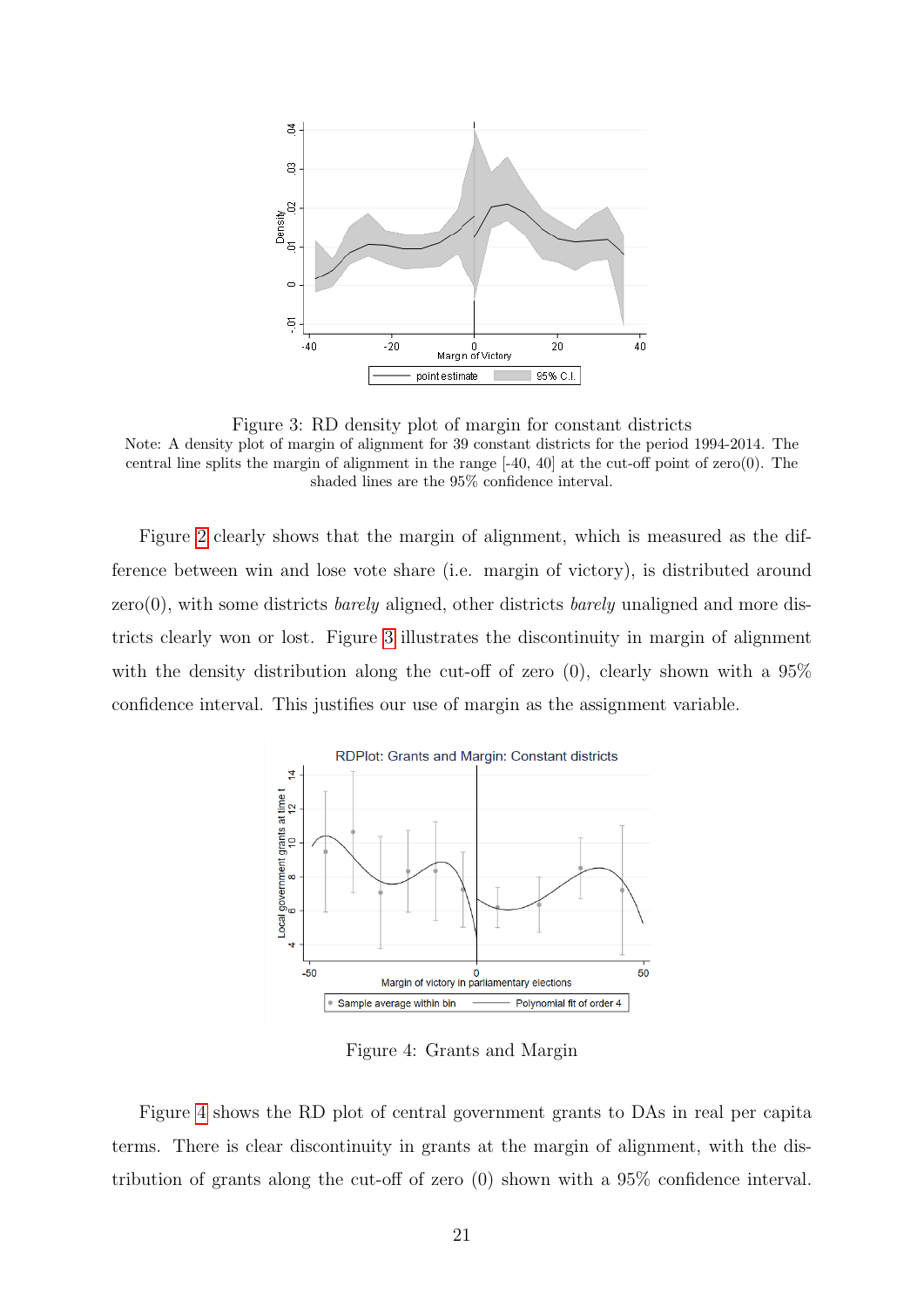Figure 3: RD density plot of margin for constant districts

Note: A density plot of margin of alignment for 39 constant districts for the period 1994-2014. The central line splits the margin of alignment in the range [-40, 40] at the cut-off point of zero(0). The shaded lines are the 95% confidence interval.

Figure 2 clearly shows that the margin of alignment, which is measured as the difference between win and lose vote share (i.e. margin of victory), is distributed around zero(0), with some districts *barely* aligned, other districts *barely* unaligned and more districts clearly won or lost. Figure 3 illustrates the discontinuity in margin of alignment with the density distribution along the cut-off of zero (0), clearly shown with a 95% confidence interval. This justifies our use of margin as the assignment variable.

Figure 4: Grants and Margin

Figure 4 shows the RD plot of central government grants to DAs in real per capita terms. There is clear discontinuity in grants at the margin of alignment, with the distribution of grants along the cut-off of zero (0) shown with a 95% confidence interval.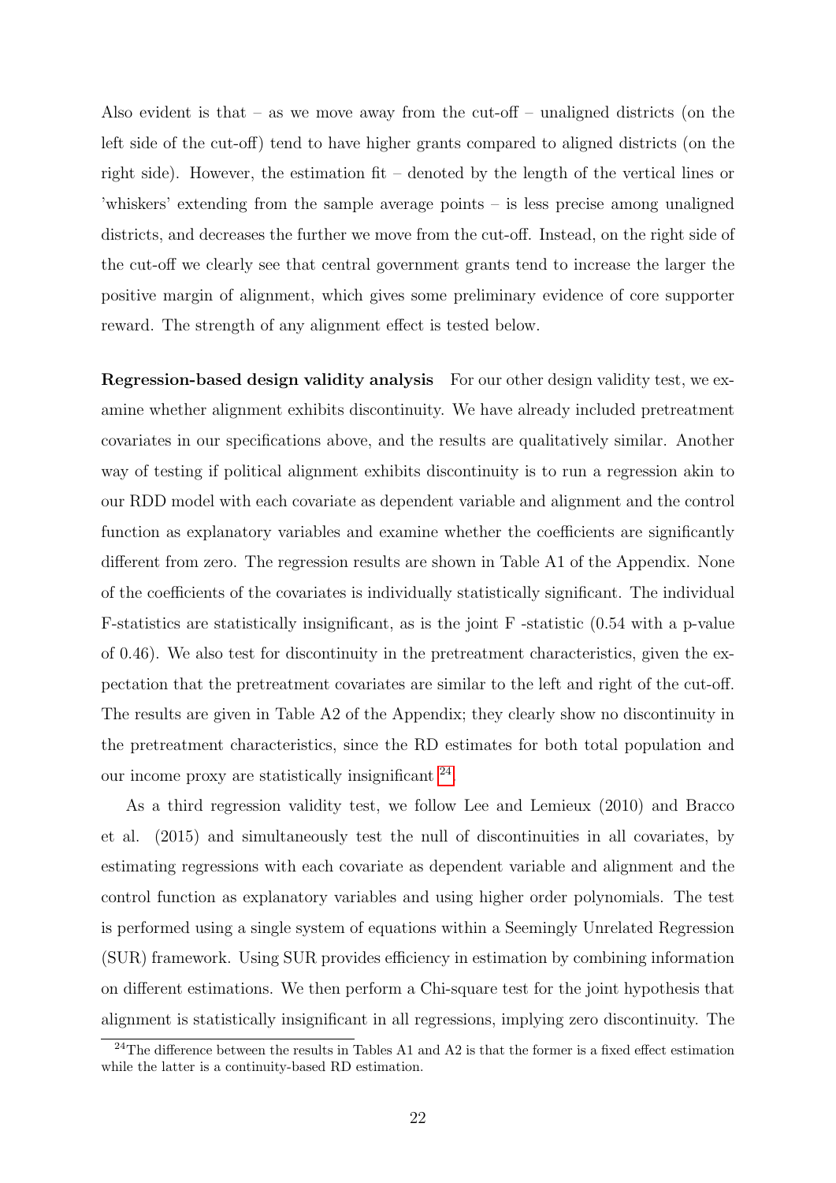Also evident is that – as we move away from the cut-off – unaligned districts (on the left side of the cut-off) tend to have higher grants compared to aligned districts (on the right side). However, the estimation fit – denoted by the length of the vertical lines or 'whiskers' extending from the sample average points – is less precise among unaligned districts, and decreases the further we move from the cut-off. Instead, on the right side of the cut-off we clearly see that central government grants tend to increase the larger the positive margin of alignment, which gives some preliminary evidence of core supporter reward. The strength of any alignment effect is tested below.

**Regression-based design validity analysis** For our other design validity test, we examine whether alignment exhibits discontinuity. We have already included pretreatment covariates in our specifications above, and the results are qualitatively similar. Another way of testing if political alignment exhibits discontinuity is to run a regression akin to our RDD model with each covariate as dependent variable and alignment and the control function as explanatory variables and examine whether the coefficients are significantly different from zero. The regression results are shown in Table A1 of the Appendix. None of the coefficients of the covariates is individually statistically significant. The individual F-statistics are statistically insignificant, as is the joint F -statistic (0.54 with a p-value of 0.46). We also test for discontinuity in the pretreatment characteristics, given the expectation that the pretreatment covariates are similar to the left and right of the cut-off. The results are given in Table A2 of the Appendix; they clearly show no discontinuity in the pretreatment characteristics, since the RD estimates for both total population and our income proxy are statistically insignificant [24].

As a third regression validity test, we follow Lee and Lemieux (2010) and Bracco et al. (2015) and simultaneously test the null of discontinuities in all covariates, by estimating regressions with each covariate as dependent variable and alignment and the control function as explanatory variables and using higher order polynomials. The test is performed using a single system of equations within a Seemingly Unrelated Regression (SUR) framework. Using SUR provides efficiency in estimation by combining information on different estimations. We then perform a Chi-square test for the joint hypothesis that alignment is statistically insignificant in all regressions, implying zero discontinuity. The

[24] The difference between the results in Tables A1 and A2 is that the former is a fixed effect estimation while the latter is a continuity-based RD estimation.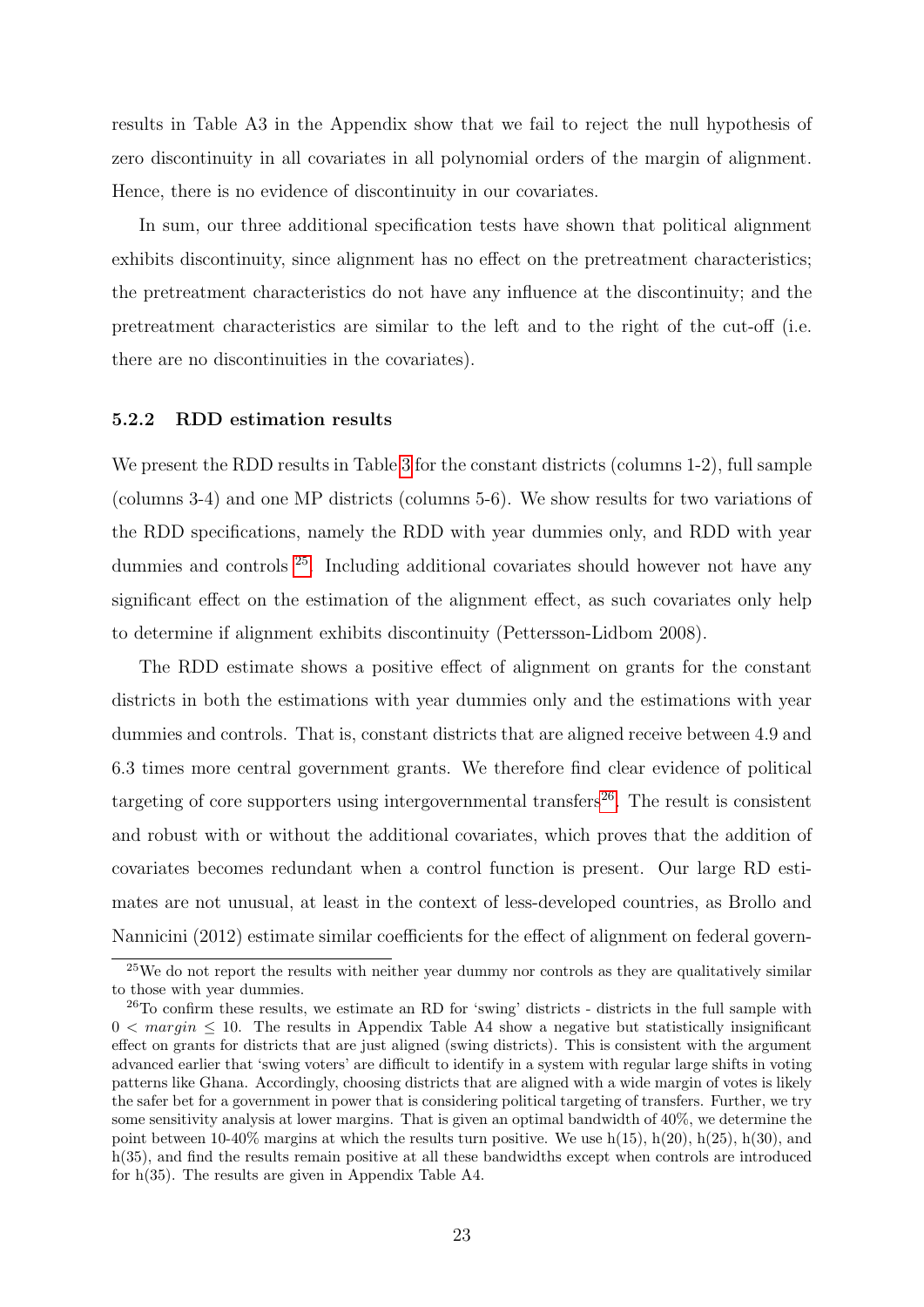results in Table A3 in the Appendix show that we fail to reject the null hypothesis of zero discontinuity in all covariates in all polynomial orders of the margin of alignment. Hence, there is no evidence of discontinuity in our covariates.

In sum, our three additional specification tests have shown that political alignment exhibits discontinuity, since alignment has no effect on the pretreatment characteristics; the pretreatment characteristics do not have any influence at the discontinuity; and the pretreatment characteristics are similar to the left and to the right of the cut-off (i.e. there are no discontinuities in the covariates).

#### 5.2.2 RDD estimation results

We present the RDD results in Table 3 for the constant districts (columns 1-2), full sample (columns 3-4) and one MP districts (columns 5-6). We show results for two variations of the RDD specifications, namely the RDD with year dummies only, and RDD with year dummies and controls [25]. Including additional covariates should however not have any significant effect on the estimation of the alignment effect, as such covariates only help to determine if alignment exhibits discontinuity (Pettersson-Lidbom 2008).

The RDD estimate shows a positive effect of alignment on grants for the constant districts in both the estimations with year dummies only and the estimations with year dummies and controls. That is, constant districts that are aligned receive between 4.9 and 6.3 times more central government grants. We therefore find clear evidence of political targeting of core supporters using intergovernmental transfers[26]. The result is consistent and robust with or without the additional covariates, which proves that the addition of covariates becomes redundant when a control function is present. Our large RD estimates are not unusual, at least in the context of less-developed countries, as Brollo and Nannicini (2012) estimate similar coefficients for the effect of alignment on federal govern-

[25] We do not report the results with neither year dummy nor controls as they are qualitatively similar to those with year dummies.

[26] To confirm these results, we estimate an RD for 'swing' districts - districts in the full sample with $0 < margin \leq 10$. The results in Appendix Table A4 show a negative but statistically insignificant effect on grants for districts that are just aligned (swing districts). This is consistent with the argument advanced earlier that 'swing voters' are difficult to identify in a system with regular large shifts in voting patterns like Ghana. Accordingly, choosing districts that are aligned with a wide margin of votes is likely the safer bet for a government in power that is considering political targeting of transfers. Further, we try some sensitivity analysis at lower margins. That is given an optimal bandwidth of 40%, we determine the point between 10-40% margins at which the results turn positive. We use h(15), h(20), h(25), h(30), and h(35), and find the results remain positive at all these bandwidths except when controls are introduced for h(35). The results are given in Appendix Table A4.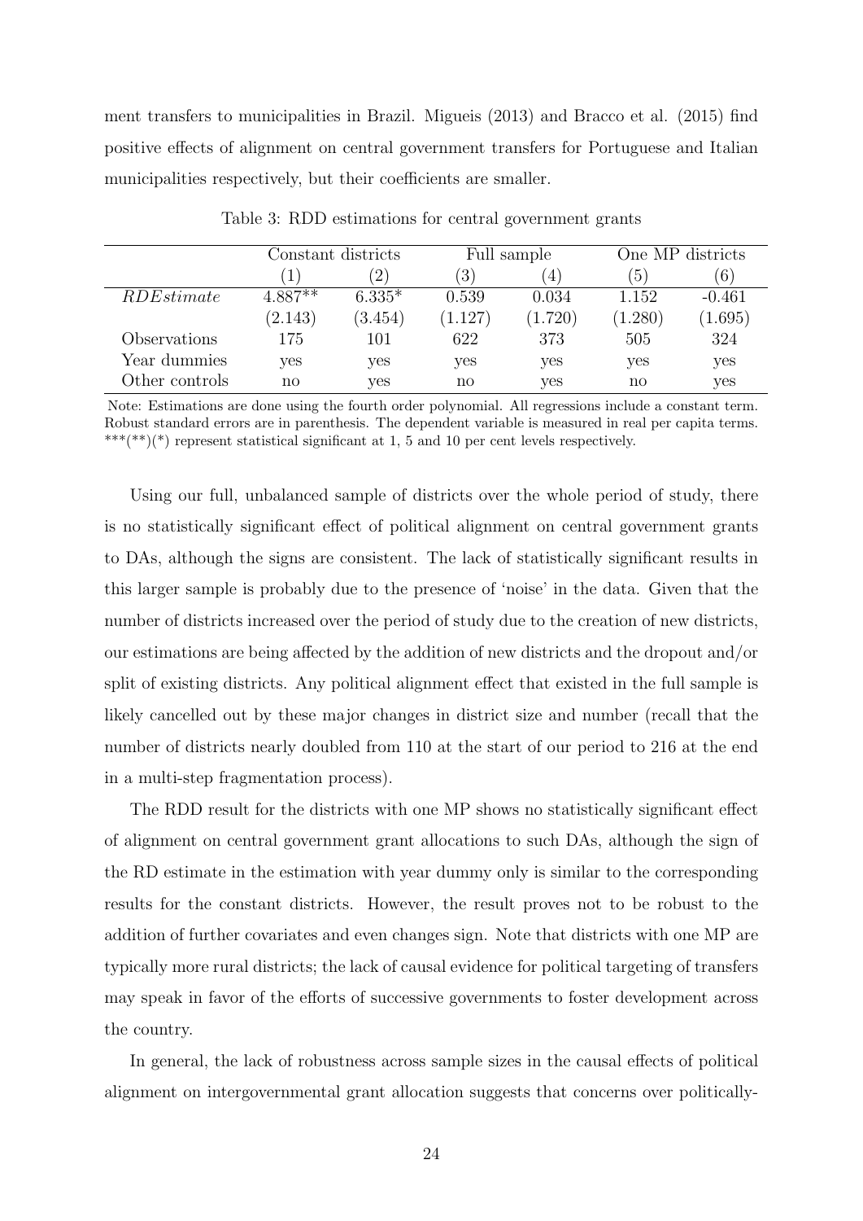ment transfers to municipalities in Brazil. Migueis (2013) and Bracco et al. (2015) find positive effects of alignment on central government transfers for Portuguese and Italian municipalities respectively, but their coefficients are smaller.

Table 3: RDD estimations for central government grants

| | Constant districts | | Full sample | | One MP districts | |
|---|---|---|---|---|---|---|
| | (1) | (2) | (3) | (4) | (5) | (6) |
| *RDEstimate* | 4.887** | 6.335* | 0.539 | 0.034 | 1.152 | -0.461 |
| | (2.143) | (3.454) | (1.127) | (1.720) | (1.280) | (1.695) |
| Observations | 175 | 101 | 622 | 373 | 505 | 324 |
| Year dummies | yes | yes | yes | yes | yes | yes |
| Other controls | no | yes | no | yes | no | yes |

Note: Estimations are done using the fourth order polynomial. All regressions include a constant term. Robust standard errors are in parenthesis. The dependent variable is measured in real per capita terms. \*\*\*(\*\*)(\*) represent statistical significant at 1, 5 and 10 per cent levels respectively.

Using our full, unbalanced sample of districts over the whole period of study, there is no statistically significant effect of political alignment on central government grants to DAs, although the signs are consistent. The lack of statistically significant results in this larger sample is probably due to the presence of 'noise' in the data. Given that the number of districts increased over the period of study due to the creation of new districts, our estimations are being affected by the addition of new districts and the dropout and/or split of existing districts. Any political alignment effect that existed in the full sample is likely cancelled out by these major changes in district size and number (recall that the number of districts nearly doubled from 110 at the start of our period to 216 at the end in a multi-step fragmentation process).

The RDD result for the districts with one MP shows no statistically significant effect of alignment on central government grant allocations to such DAs, although the sign of the RD estimate in the estimation with year dummy only is similar to the corresponding results for the constant districts. However, the result proves not to be robust to the addition of further covariates and even changes sign. Note that districts with one MP are typically more rural districts; the lack of causal evidence for political targeting of transfers may speak in favor of the efforts of successive governments to foster development across the country.

In general, the lack of robustness across sample sizes in the causal effects of political alignment on intergovernmental grant allocation suggests that concerns over politically-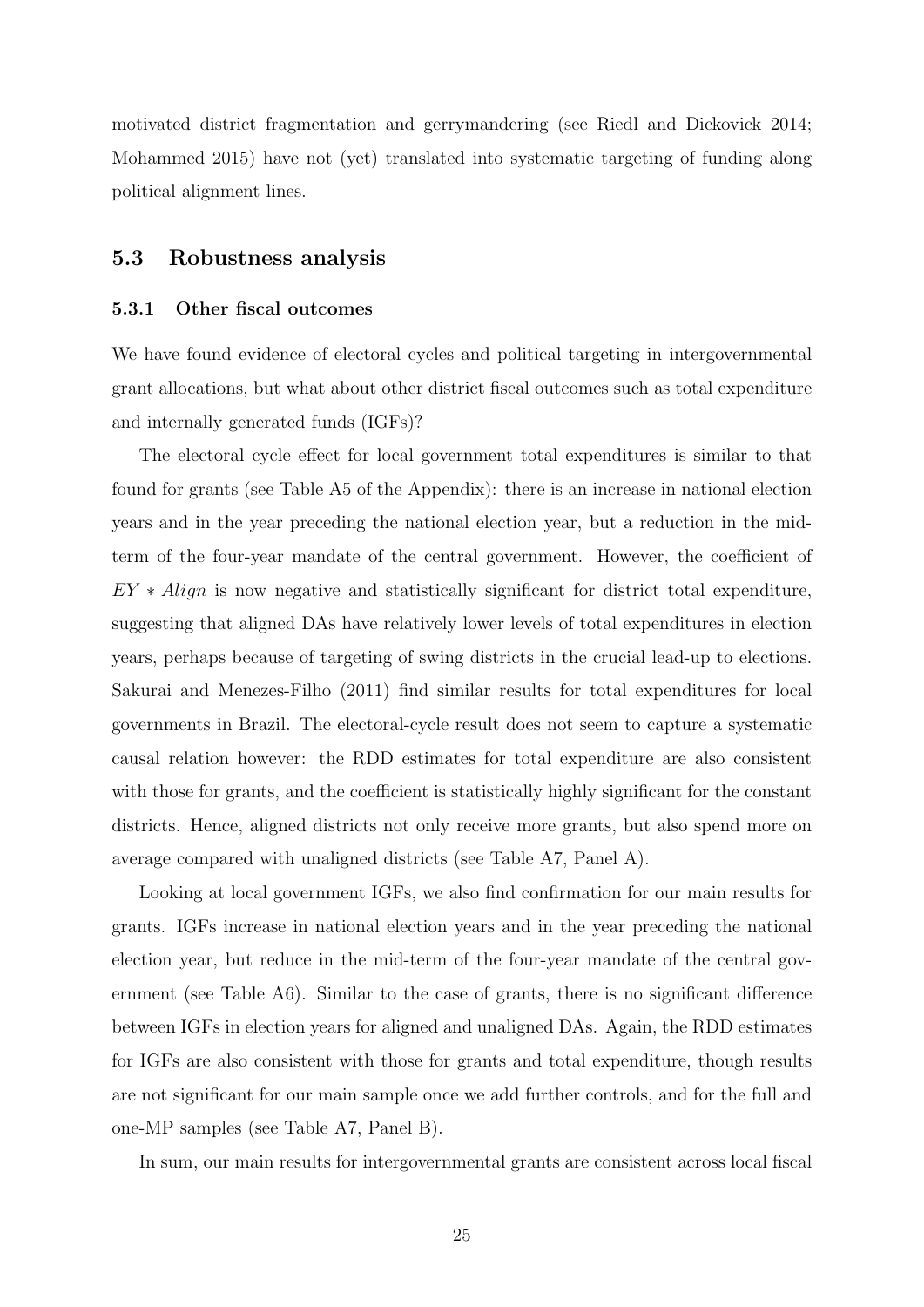motivated district fragmentation and gerrymandering (see Riedl and Dickovick 2014; Mohammed 2015) have not (yet) translated into systematic targeting of funding along political alignment lines.

## 5.3 Robustness analysis

### 5.3.1 Other fiscal outcomes

We have found evidence of electoral cycles and political targeting in intergovernmental grant allocations, but what about other district fiscal outcomes such as total expenditure and internally generated funds (IGFs)?

The electoral cycle effect for local government total expenditures is similar to that found for grants (see Table A5 of the Appendix): there is an increase in national election years and in the year preceding the national election year, but a reduction in the mid-term of the four-year mandate of the central government. However, the coefficient of $EY * Align$ is now negative and statistically significant for district total expenditure, suggesting that aligned DAs have relatively lower levels of total expenditures in election years, perhaps because of targeting of swing districts in the crucial lead-up to elections. Sakurai and Menezes-Filho (2011) find similar results for total expenditures for local governments in Brazil. The electoral-cycle result does not seem to capture a systematic causal relation however: the RDD estimates for total expenditure are also consistent with those for grants, and the coefficient is statistically highly significant for the constant districts. Hence, aligned districts not only receive more grants, but also spend more on average compared with unaligned districts (see Table A7, Panel A).

Looking at local government IGFs, we also find confirmation for our main results for grants. IGFs increase in national election years and in the year preceding the national election year, but reduce in the mid-term of the four-year mandate of the central government (see Table A6). Similar to the case of grants, there is no significant difference between IGFs in election years for aligned and unaligned DAs. Again, the RDD estimates for IGFs are also consistent with those for grants and total expenditure, though results are not significant for our main sample once we add further controls, and for the full and one-MP samples (see Table A7, Panel B).

In sum, our main results for intergovernmental grants are consistent across local fiscal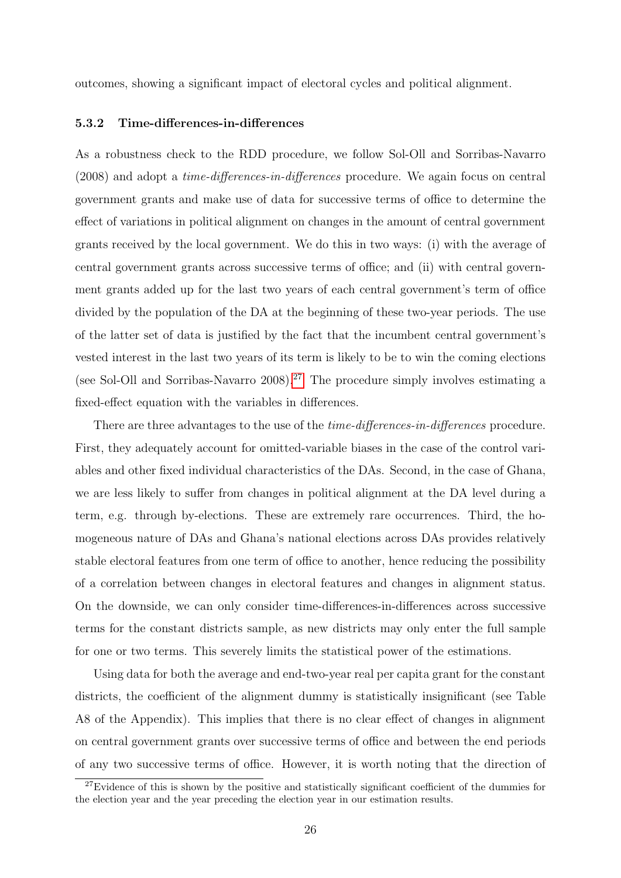outcomes, showing a significant impact of electoral cycles and political alignment.

### 5.3.2 Time-differences-in-differences

As a robustness check to the RDD procedure, we follow Sol-Oll and Sorribas-Navarro (2008) and adopt a *time-differences-in-differences* procedure. We again focus on central government grants and make use of data for successive terms of office to determine the effect of variations in political alignment on changes in the amount of central government grants received by the local government. We do this in two ways: (i) with the average of central government grants across successive terms of office; and (ii) with central government grants added up for the last two years of each central government's term of office divided by the population of the DA at the beginning of these two-year periods. The use of the latter set of data is justified by the fact that the incumbent central government's vested interest in the last two years of its term is likely to be to win the coming elections (see Sol-Oll and Sorribas-Navarro 2008).[27] The procedure simply involves estimating a fixed-effect equation with the variables in differences.

There are three advantages to the use of the *time-differences-in-differences* procedure. First, they adequately account for omitted-variable biases in the case of the control variables and other fixed individual characteristics of the DAs. Second, in the case of Ghana, we are less likely to suffer from changes in political alignment at the DA level during a term, e.g. through by-elections. These are extremely rare occurrences. Third, the homogeneous nature of DAs and Ghana's national elections across DAs provides relatively stable electoral features from one term of office to another, hence reducing the possibility of a correlation between changes in electoral features and changes in alignment status. On the downside, we can only consider time-differences-in-differences across successive terms for the constant districts sample, as new districts may only enter the full sample for one or two terms. This severely limits the statistical power of the estimations.

Using data for both the average and end-two-year real per capita grant for the constant districts, the coefficient of the alignment dummy is statistically insignificant (see Table A8 of the Appendix). This implies that there is no clear effect of changes in alignment on central government grants over successive terms of office and between the end periods of any two successive terms of office. However, it is worth noting that the direction of

[27] Evidence of this is shown by the positive and statistically significant coefficient of the dummies for the election year and the year preceding the election year in our estimation results.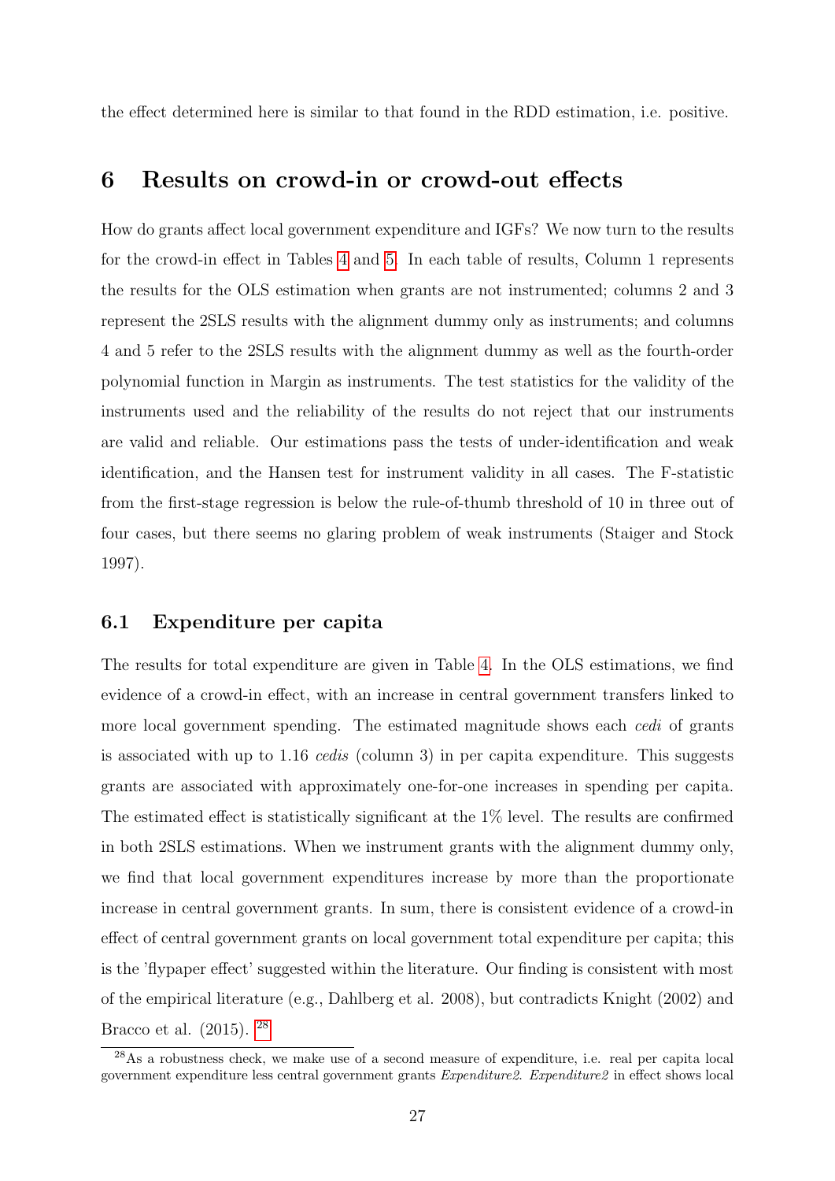the effect determined here is similar to that found in the RDD estimation, i.e. positive.

## 6 Results on crowd-in or crowd-out effects

How do grants affect local government expenditure and IGFs? We now turn to the results for the crowd-in effect in Tables 4 and 5. In each table of results, Column 1 represents the results for the OLS estimation when grants are not instrumented; columns 2 and 3 represent the 2SLS results with the alignment dummy only as instruments; and columns 4 and 5 refer to the 2SLS results with the alignment dummy as well as the fourth-order polynomial function in Margin as instruments. The test statistics for the validity of the instruments used and the reliability of the results do not reject that our instruments are valid and reliable. Our estimations pass the tests of under-identification and weak identification, and the Hansen test for instrument validity in all cases. The F-statistic from the first-stage regression is below the rule-of-thumb threshold of 10 in three out of four cases, but there seems no glaring problem of weak instruments (Staiger and Stock 1997).

### 6.1 Expenditure per capita

The results for total expenditure are given in Table 4. In the OLS estimations, we find evidence of a crowd-in effect, with an increase in central government transfers linked to more local government spending. The estimated magnitude shows each *cedi* of grants is associated with up to 1.16 *cedis* (column 3) in per capita expenditure. This suggests grants are associated with approximately one-for-one increases in spending per capita. The estimated effect is statistically significant at the 1% level. The results are confirmed in both 2SLS estimations. When we instrument grants with the alignment dummy only, we find that local government expenditures increase by more than the proportionate increase in central government grants. In sum, there is consistent evidence of a crowd-in effect of central government grants on local government total expenditure per capita; this is the 'flypaper effect' suggested within the literature. Our finding is consistent with most of the empirical literature (e.g., Dahlberg et al. 2008), but contradicts Knight (2002) and Bracco et al. (2015). [28]

[28] As a robustness check, we make use of a second measure of expenditure, i.e. real per capita local government expenditure less central government grants *Expenditure2*. *Expenditure2* in effect shows local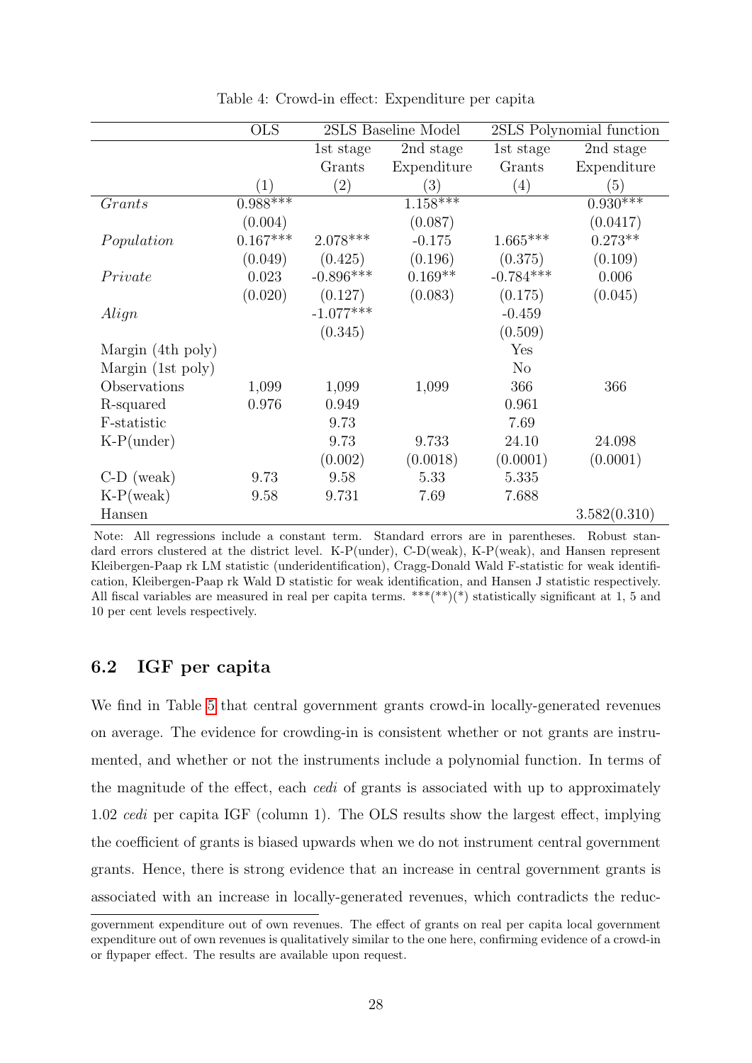Table 4: Crowd-in effect: Expenditure per capita

| | OLS | 2SLS Baseline Model | | 2SLS Polynomial function | |
|---|---|---|---|---|---|
| | | 1st stage | 2nd stage | 1st stage | 2nd stage |
| | | Grants | Expenditure | Grants | Expenditure |
| | (1) | (2) | (3) | (4) | (5) |
| *Grants* | 0.988*** | | 1.158*** | | 0.930*** |
| | (0.004) | | (0.087) | | (0.0417) |
| *Population* | 0.167*** | 2.078*** | -0.175 | 1.665*** | 0.273** |
| | (0.049) | (0.425) | (0.196) | (0.375) | (0.109) |
| *Private* | 0.023 | -0.896*** | 0.169** | -0.784*** | 0.006 |
| | (0.020) | (0.127) | (0.083) | (0.175) | (0.045) |
| *Align* | | -1.077*** | | -0.459 | |
| | | (0.345) | | (0.509) | |
| Margin (4th poly) | | | | Yes | |
| Margin (1st poly) | | | | No | |
| Observations | 1,099 | 1,099 | 1,099 | 366 | 366 |
| R-squared | 0.976 | 0.949 | | 0.961 | |
| F-statistic | | 9.73 | | 7.69 | |
| K-P(under) | | 9.73 | 9.733 | 24.10 | 24.098 |
| | | (0.002) | (0.0018) | (0.0001) | (0.0001) |
| C-D (weak) | 9.73 | 9.58 | 5.33 | 5.335 | |
| K-P(weak) | 9.58 | 9.731 | 7.69 | 7.688 | |
| Hansen | | | | | 3.582(0.310) |

Note: All regressions include a constant term. Standard errors are in parentheses. Robust standard errors clustered at the district level. K-P(under), C-D(weak), K-P(weak), and Hansen represent Kleibergen-Paap rk LM statistic (underidentification), Cragg-Donald Wald F-statistic for weak identification, Kleibergen-Paap rk Wald D statistic for weak identification, and Hansen J statistic respectively. All fiscal variables are measured in real per capita terms. \*\*\*(\*\*)(\*) statistically significant at 1, 5 and 10 per cent levels respectively.

## 6.2 IGF per capita

We find in Table 5 that central government grants crowd-in locally-generated revenues on average. The evidence for crowding-in is consistent whether or not grants are instrumented, and whether or not the instruments include a polynomial function. In terms of the magnitude of the effect, each *cedi* of grants is associated with up to approximately 1.02 *cedi* per capita IGF (column 1). The OLS results show the largest effect, implying the coefficient of grants is biased upwards when we do not instrument central government grants. Hence, there is strong evidence that an increase in central government grants is associated with an increase in locally-generated revenues, which contradicts the reduc-

government expenditure out of own revenues. The effect of grants on real per capita local government expenditure out of own revenues is qualitatively similar to the one here, confirming evidence of a crowd-in or flypaper effect. The results are available upon request.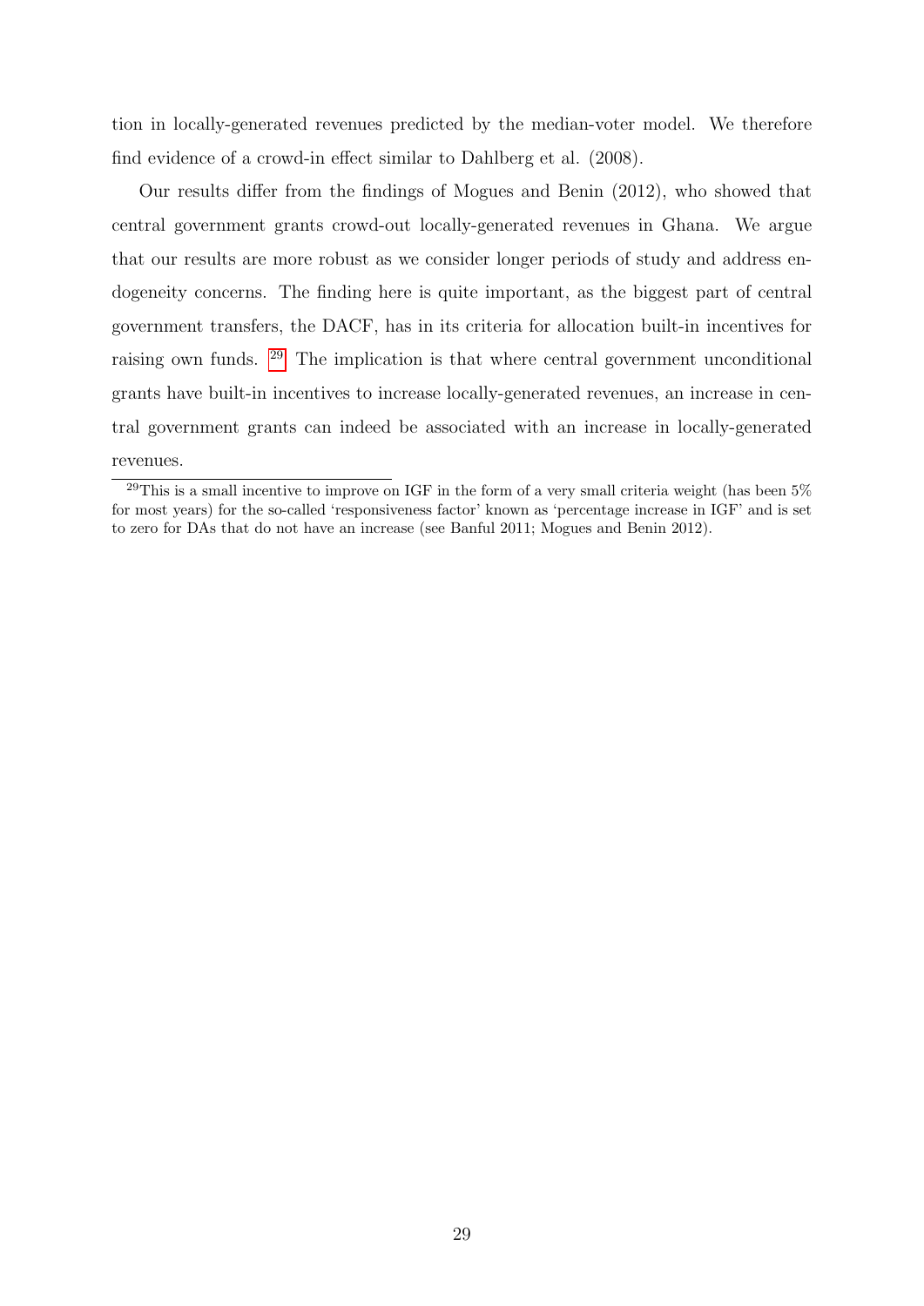tion in locally-generated revenues predicted by the median-voter model. We therefore find evidence of a crowd-in effect similar to Dahlberg et al. (2008).

Our results differ from the findings of Mogues and Benin (2012), who showed that central government grants crowd-out locally-generated revenues in Ghana. We argue that our results are more robust as we consider longer periods of study and address endogeneity concerns. The finding here is quite important, as the biggest part of central government transfers, the DACF, has in its criteria for allocation built-in incentives for raising own funds. [29] The implication is that where central government unconditional grants have built-in incentives to increase locally-generated revenues, an increase in central government grants can indeed be associated with an increase in locally-generated revenues.

[29] This is a small incentive to improve on IGF in the form of a very small criteria weight (has been 5% for most years) for the so-called 'responsiveness factor' known as 'percentage increase in IGF' and is set to zero for DAs that do not have an increase (see Banful 2011; Mogues and Benin 2012).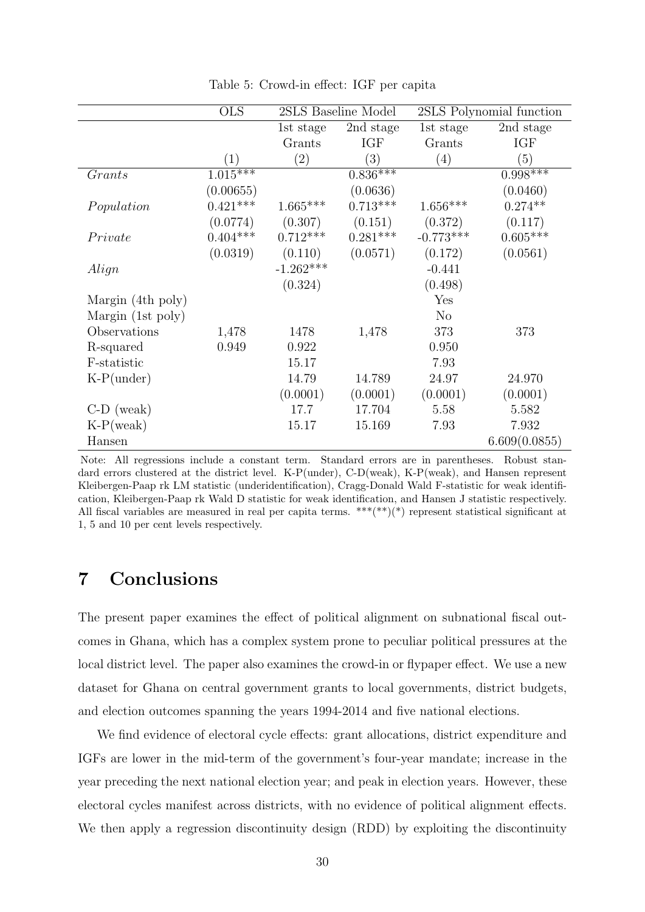Table 5: Crowd-in effect: IGF per capita

| | OLS | 2SLS Baseline Model | | 2SLS Polynomial function | |
|---|---|---|---|---|---|
| | | 1st stage | 2nd stage | 1st stage | 2nd stage |
| | | Grants | IGF | Grants | IGF |
| | (1) | (2) | (3) | (4) | (5) |
| *Grants* | 1.015*** | | 0.836*** | | 0.998*** |
| | (0.00655) | | (0.0636) | | (0.0460) |
| *Population* | 0.421*** | 1.665*** | 0.713*** | 1.656*** | 0.274** |
| | (0.0774) | (0.307) | (0.151) | (0.372) | (0.117) |
| *Private* | 0.404*** | 0.712*** | 0.281*** | -0.773*** | 0.605*** |
| | (0.0319) | (0.110) | (0.0571) | (0.172) | (0.0561) |
| *Align* | | -1.262*** | | -0.441 | |
| | | (0.324) | | (0.498) | |
| Margin (4th poly) | | | | Yes | |
| Margin (1st poly) | | | | No | |
| Observations | 1,478 | 1478 | 1,478 | 373 | 373 |
| R-squared | 0.949 | 0.922 | | 0.950 | |
| F-statistic | | 15.17 | | 7.93 | |
| K-P(under) | | 14.79 | 14.789 | 24.97 | 24.970 |
| | | (0.0001) | (0.0001) | (0.0001) | (0.0001) |
| C-D (weak) | | 17.7 | 17.704 | 5.58 | 5.582 |
| K-P(weak) | | 15.17 | 15.169 | 7.93 | 7.932 |
| Hansen | | | | | 6.609(0.0855) |

Note: All regressions include a constant term. Standard errors are in parentheses. Robust standard errors clustered at the district level. K-P(under), C-D(weak), K-P(weak), and Hansen represent Kleibergen-Paap rk LM statistic (underidentification), Cragg-Donald Wald F-statistic for weak identification, Kleibergen-Paap rk Wald D statistic for weak identification, and Hansen J statistic respectively. All fiscal variables are measured in real per capita terms. \*\*\*(\*\*)(\*) represent statistical significant at 1, 5 and 10 per cent levels respectively.

# 7 Conclusions

The present paper examines the effect of political alignment on subnational fiscal outcomes in Ghana, which has a complex system prone to peculiar political pressures at the local district level. The paper also examines the crowd-in or flypaper effect. We use a new dataset for Ghana on central government grants to local governments, district budgets, and election outcomes spanning the years 1994-2014 and five national elections.

We find evidence of electoral cycle effects: grant allocations, district expenditure and IGFs are lower in the mid-term of the government's four-year mandate; increase in the year preceding the next national election year; and peak in election years. However, these electoral cycles manifest across districts, with no evidence of political alignment effects. We then apply a regression discontinuity design (RDD) by exploiting the discontinuity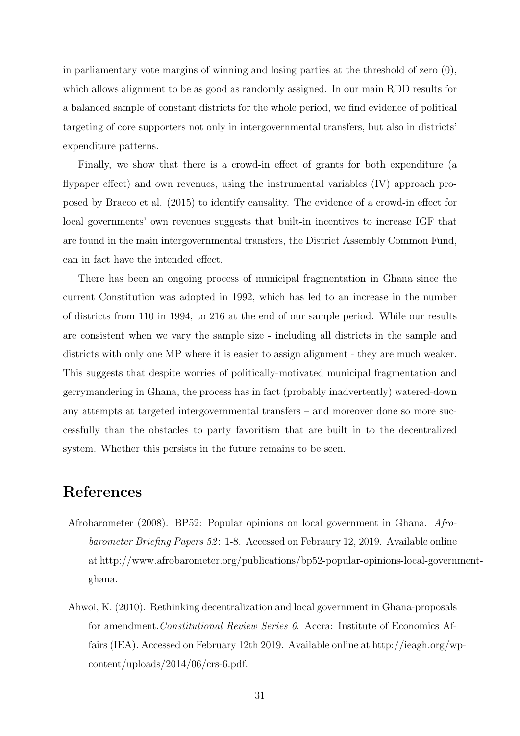in parliamentary vote margins of winning and losing parties at the threshold of zero (0), which allows alignment to be as good as randomly assigned. In our main RDD results for a balanced sample of constant districts for the whole period, we find evidence of political targeting of core supporters not only in intergovernmental transfers, but also in districts' expenditure patterns.

Finally, we show that there is a crowd-in effect of grants for both expenditure (a flypaper effect) and own revenues, using the instrumental variables (IV) approach proposed by Bracco et al. (2015) to identify causality. The evidence of a crowd-in effect for local governments' own revenues suggests that built-in incentives to increase IGF that are found in the main intergovernmental transfers, the District Assembly Common Fund, can in fact have the intended effect.

There has been an ongoing process of municipal fragmentation in Ghana since the current Constitution was adopted in 1992, which has led to an increase in the number of districts from 110 in 1994, to 216 at the end of our sample period. While our results are consistent when we vary the sample size - including all districts in the sample and districts with only one MP where it is easier to assign alignment - they are much weaker. This suggests that despite worries of politically-motivated municipal fragmentation and gerrymandering in Ghana, the process has in fact (probably inadvertently) watered-down any attempts at targeted intergovernmental transfers – and moreover done so more successfully than the obstacles to party favoritism that are built in to the decentralized system. Whether this persists in the future remains to be seen.

# References

Afrobarometer (2008). BP52: Popular opinions on local government in Ghana. *Afrobarometer Briefing Papers 52*: 1-8. Accessed on Febraury 12, 2019. Available online at http://www.afrobarometer.org/publications/bp52-popular-opinions-local-government-ghana.

Ahwoi, K. (2010). Rethinking decentralization and local government in Ghana-proposals for amendment.*Constitutional Review Series 6*. Accra: Institute of Economics Affairs (IEA). Accessed on February 12th 2019. Available online at http://ieagh.org/wp-content/uploads/2014/06/crs-6.pdf.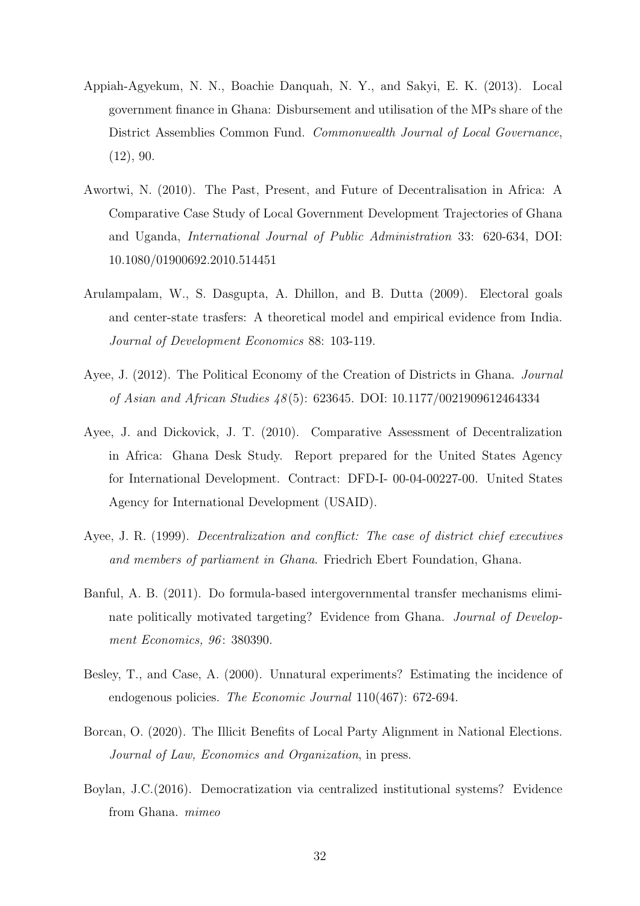Appiah-Agyekum, N. N., Boachie Danquah, N. Y., and Sakyi, E. K. (2013). Local government finance in Ghana: Disbursement and utilisation of the MPs share of the District Assemblies Common Fund. *Commonwealth Journal of Local Governance*, (12), 90.

Awortwi, N. (2010). The Past, Present, and Future of Decentralisation in Africa: A Comparative Case Study of Local Government Development Trajectories of Ghana and Uganda, *International Journal of Public Administration* 33: 620-634, DOI: 10.1080/01900692.2010.514451

Arulampalam, W., S. Dasgupta, A. Dhillon, and B. Dutta (2009). Electoral goals and center-state trasfers: A theoretical model and empirical evidence from India. *Journal of Development Economics* 88: 103-119.

Ayee, J. (2012). The Political Economy of the Creation of Districts in Ghana. *Journal of Asian and African Studies 48*(5): 623645. DOI: 10.1177/0021909612464334

Ayee, J. and Dickovick, J. T. (2010). Comparative Assessment of Decentralization in Africa: Ghana Desk Study. Report prepared for the United States Agency for International Development. Contract: DFD-I- 00-04-00227-00. United States Agency for International Development (USAID).

Ayee, J. R. (1999). *Decentralization and conflict: The case of district chief executives and members of parliament in Ghana*. Friedrich Ebert Foundation, Ghana.

Banful, A. B. (2011). Do formula-based intergovernmental transfer mechanisms eliminate politically motivated targeting? Evidence from Ghana. *Journal of Development Economics, 96*: 380390.

Besley, T., and Case, A. (2000). Unnatural experiments? Estimating the incidence of endogenous policies. *The Economic Journal* 110(467): 672-694.

Borcan, O. (2020). The Illicit Benefits of Local Party Alignment in National Elections. *Journal of Law, Economics and Organization*, in press.

Boylan, J.C.(2016). Democratization via centralized institutional systems? Evidence from Ghana. *mimeo*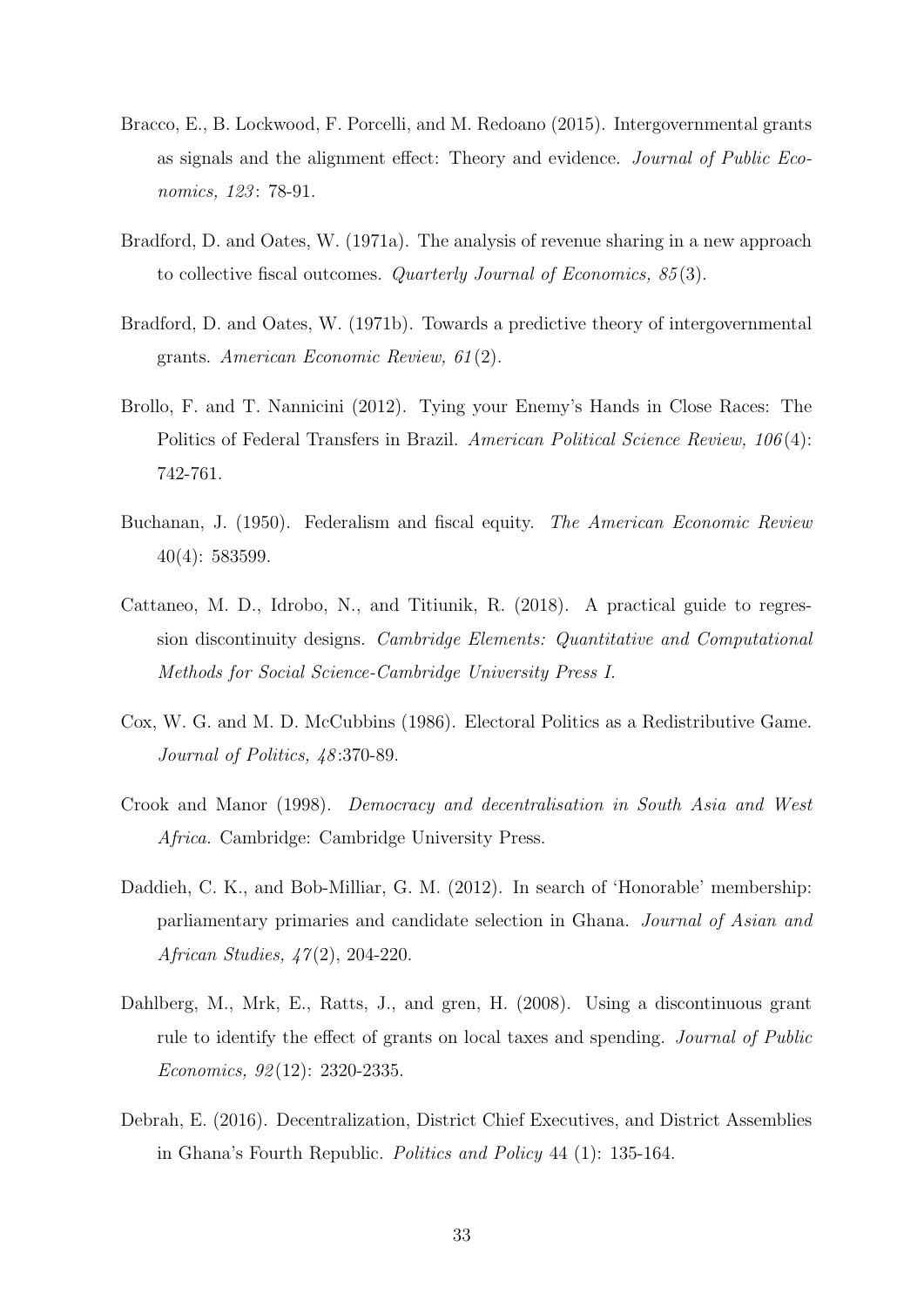Bracco, E., B. Lockwood, F. Porcelli, and M. Redoano (2015). Intergovernmental grants as signals and the alignment effect: Theory and evidence. *Journal of Public Economics, 123*: 78-91.

Bradford, D. and Oates, W. (1971a). The analysis of revenue sharing in a new approach to collective fiscal outcomes. *Quarterly Journal of Economics, 85*(3).

Bradford, D. and Oates, W. (1971b). Towards a predictive theory of intergovernmental grants. *American Economic Review, 61*(2).

Brollo, F. and T. Nannicini (2012). Tying your Enemy's Hands in Close Races: The Politics of Federal Transfers in Brazil. *American Political Science Review, 106*(4): 742-761.

Buchanan, J. (1950). Federalism and fiscal equity. *The American Economic Review* 40(4): 583599.

Cattaneo, M. D., Idrobo, N., and Titiunik, R. (2018). A practical guide to regression discontinuity designs. *Cambridge Elements: Quantitative and Computational Methods for Social Science-Cambridge University Press I.*

Cox, W. G. and M. D. McCubbins (1986). Electoral Politics as a Redistributive Game. *Journal of Politics, 48*:370-89.

Crook and Manor (1998). *Democracy and decentralisation in South Asia and West Africa.* Cambridge: Cambridge University Press.

Daddieh, C. K., and Bob-Milliar, G. M. (2012). In search of 'Honorable' membership: parliamentary primaries and candidate selection in Ghana. *Journal of Asian and African Studies, 47*(2), 204-220.

Dahlberg, M., Mrk, E., Ratts, J., and gren, H. (2008). Using a discontinuous grant rule to identify the effect of grants on local taxes and spending. *Journal of Public Economics, 92*(12): 2320-2335.

Debrah, E. (2016). Decentralization, District Chief Executives, and District Assemblies in Ghana's Fourth Republic. *Politics and Policy* 44 (1): 135-164.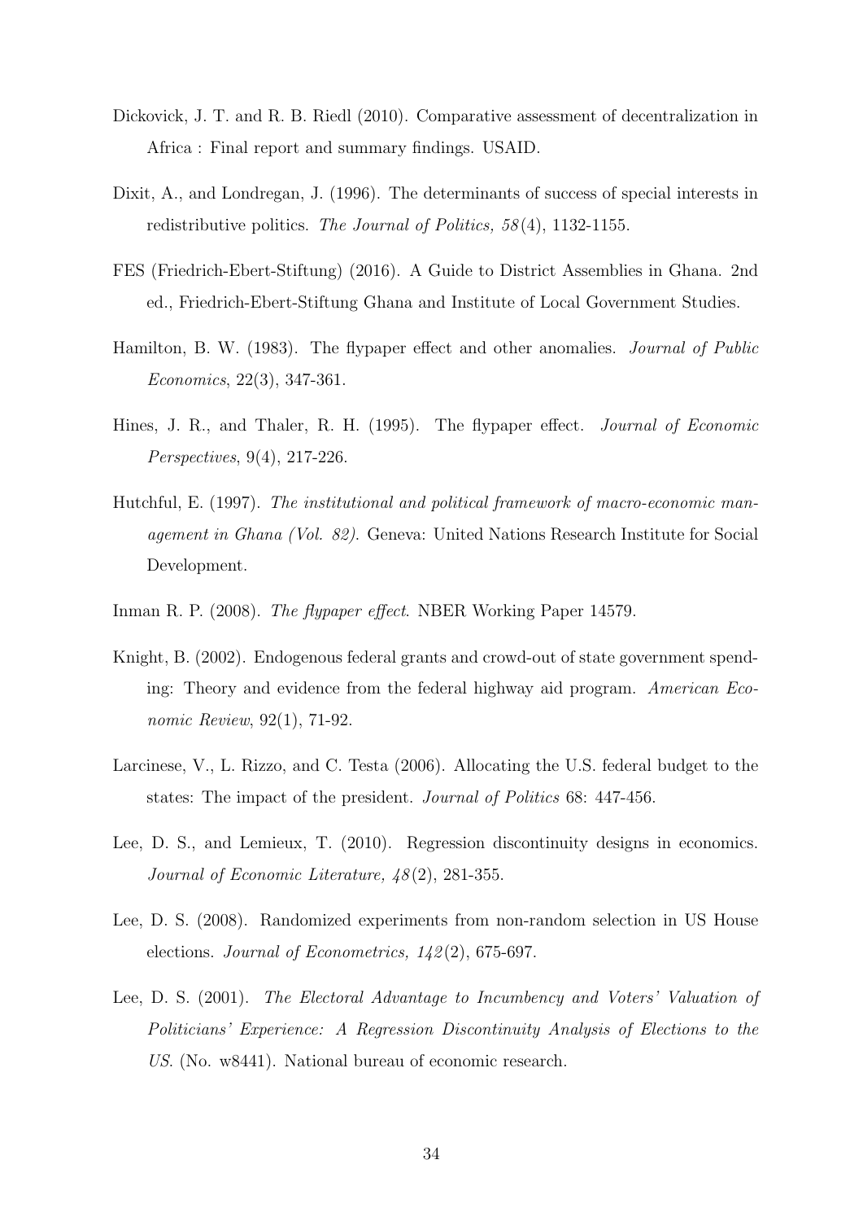Dickovick, J. T. and R. B. Riedl (2010). Comparative assessment of decentralization in Africa : Final report and summary findings. USAID.

Dixit, A., and Londregan, J. (1996). The determinants of success of special interests in redistributive politics. *The Journal of Politics, 58*(4), 1132-1155.

FES (Friedrich-Ebert-Stiftung) (2016). A Guide to District Assemblies in Ghana. 2nd ed., Friedrich-Ebert-Stiftung Ghana and Institute of Local Government Studies.

Hamilton, B. W. (1983). The flypaper effect and other anomalies. *Journal of Public Economics*, 22(3), 347-361.

Hines, J. R., and Thaler, R. H. (1995). The flypaper effect. *Journal of Economic Perspectives*, 9(4), 217-226.

Hutchful, E. (1997). *The institutional and political framework of macro-economic management in Ghana (Vol. 82)*. Geneva: United Nations Research Institute for Social Development.

Inman R. P. (2008). *The flypaper effect*. NBER Working Paper 14579.

Knight, B. (2002). Endogenous federal grants and crowd-out of state government spending: Theory and evidence from the federal highway aid program. *American Economic Review*, 92(1), 71-92.

Larcinese, V., L. Rizzo, and C. Testa (2006). Allocating the U.S. federal budget to the states: The impact of the president. *Journal of Politics* 68: 447-456.

Lee, D. S., and Lemieux, T. (2010). Regression discontinuity designs in economics. *Journal of Economic Literature, 48*(2), 281-355.

Lee, D. S. (2008). Randomized experiments from non-random selection in US House elections. *Journal of Econometrics, 142*(2), 675-697.

Lee, D. S. (2001). *The Electoral Advantage to Incumbency and Voters' Valuation of Politicians' Experience: A Regression Discontinuity Analysis of Elections to the US*. (No. w8441). National bureau of economic research.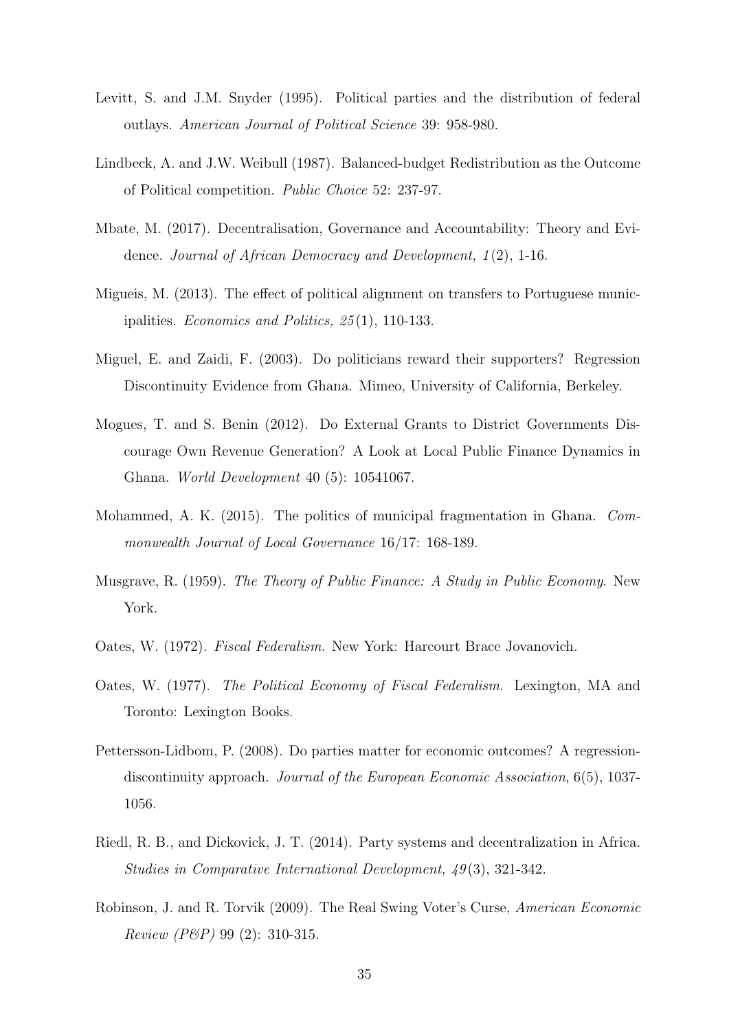Levitt, S. and J.M. Snyder (1995). Political parties and the distribution of federal outlays. *American Journal of Political Science* 39: 958-980.

Lindbeck, A. and J.W. Weibull (1987). Balanced-budget Redistribution as the Outcome of Political competition. *Public Choice* 52: 237-97.

Mbate, M. (2017). Decentralisation, Governance and Accountability: Theory and Evidence. *Journal of African Democracy and Development, 1*(2), 1-16.

Migueis, M. (2013). The effect of political alignment on transfers to Portuguese municipalities. *Economics and Politics, 25*(1), 110-133.

Miguel, E. and Zaidi, F. (2003). Do politicians reward their supporters? Regression Discontinuity Evidence from Ghana. Mimeo, University of California, Berkeley.

Mogues, T. and S. Benin (2012). Do External Grants to District Governments Discourage Own Revenue Generation? A Look at Local Public Finance Dynamics in Ghana. *World Development* 40 (5): 10541067.

Mohammed, A. K. (2015). The politics of municipal fragmentation in Ghana. *Commonwealth Journal of Local Governance* 16/17: 168-189.

Musgrave, R. (1959). *The Theory of Public Finance: A Study in Public Economy*. New York.

Oates, W. (1972). *Fiscal Federalism*. New York: Harcourt Brace Jovanovich.

Oates, W. (1977). *The Political Economy of Fiscal Federalism*. Lexington, MA and Toronto: Lexington Books.

Pettersson-Lidbom, P. (2008). Do parties matter for economic outcomes? A regression-discontinuity approach. *Journal of the European Economic Association*, 6(5), 1037-1056.

Riedl, R. B., and Dickovick, J. T. (2014). Party systems and decentralization in Africa. *Studies in Comparative International Development, 49*(3), 321-342.

Robinson, J. and R. Torvik (2009). The Real Swing Voter's Curse, *American Economic Review (P&P)* 99 (2): 310-315.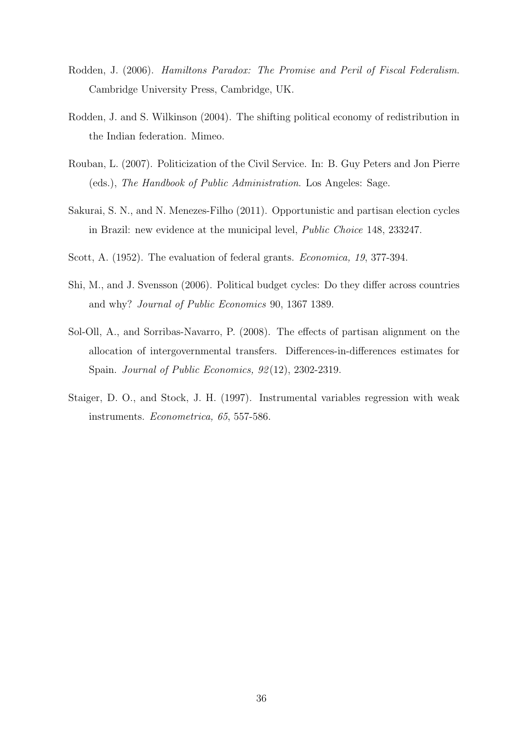Rodden, J. (2006). *Hamiltons Paradox: The Promise and Peril of Fiscal Federalism*. Cambridge University Press, Cambridge, UK.

Rodden, J. and S. Wilkinson (2004). The shifting political economy of redistribution in the Indian federation. Mimeo.

Rouban, L. (2007). Politicization of the Civil Service. In: B. Guy Peters and Jon Pierre (eds.), *The Handbook of Public Administration*. Los Angeles: Sage.

Sakurai, S. N., and N. Menezes-Filho (2011). Opportunistic and partisan election cycles in Brazil: new evidence at the municipal level, *Public Choice* 148, 233247.

Scott, A. (1952). The evaluation of federal grants. *Economica, 19*, 377-394.

Shi, M., and J. Svensson (2006). Political budget cycles: Do they differ across countries and why? *Journal of Public Economics* 90, 1367 1389.

Sol-Oll, A., and Sorribas-Navarro, P. (2008). The effects of partisan alignment on the allocation of intergovernmental transfers. Differences-in-differences estimates for Spain. *Journal of Public Economics, 92*(12), 2302-2319.

Staiger, D. O., and Stock, J. H. (1997). Instrumental variables regression with weak instruments. *Econometrica, 65*, 557-586.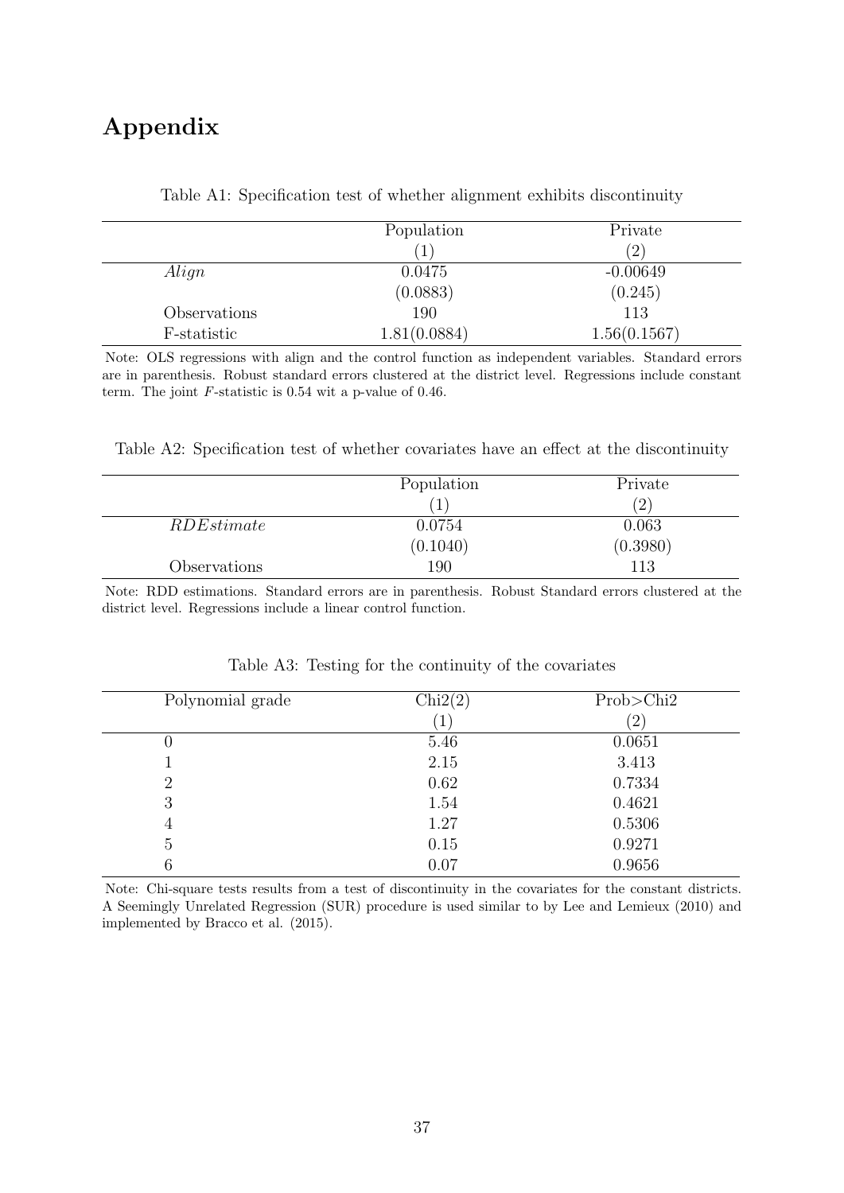# Appendix

Table A1: Specification test of whether alignment exhibits discontinuity

| | Population | Private |
|---|---|---|
| | (1) | (2) |
| *Align* | 0.0475 | -0.00649 |
| | (0.0883) | (0.245) |
| Observations | 190 | 113 |
| F-statistic | 1.81(0.0884) | 1.56(0.1567) |

Note: OLS regressions with align and the control function as independent variables. Standard errors are in parenthesis. Robust standard errors clustered at the district level. Regressions include constant term. The joint $F$-statistic is 0.54 wit a p-value of 0.46.

Table A2: Specification test of whether covariates have an effect at the discontinuity

| | Population | Private |
|---|---|---|
| | (1) | (2) |
| *RDEstimate* | 0.0754 | 0.063 |
| | (0.1040) | (0.3980) |
| Observations | 190 | 113 |

Note: RDD estimations. Standard errors are in parenthesis. Robust Standard errors clustered at the district level. Regressions include a linear control function.

Table A3: Testing for the continuity of the covariates

| Polynomial grade | Chi2(2) | Prob>Chi2 |
|---|---|---|
| | (1) | (2) |
| 0 | 5.46 | 0.0651 |
| 1 | 2.15 | 3.413 |
| 2 | 0.62 | 0.7334 |
| 3 | 1.54 | 0.4621 |
| 4 | 1.27 | 0.5306 |
| 5 | 0.15 | 0.9271 |
| 6 | 0.07 | 0.9656 |

Note: Chi-square tests results from a test of discontinuity in the covariates for the constant districts. A Seemingly Unrelated Regression (SUR) procedure is used similar to by Lee and Lemieux (2010) and implemented by Bracco et al. (2015).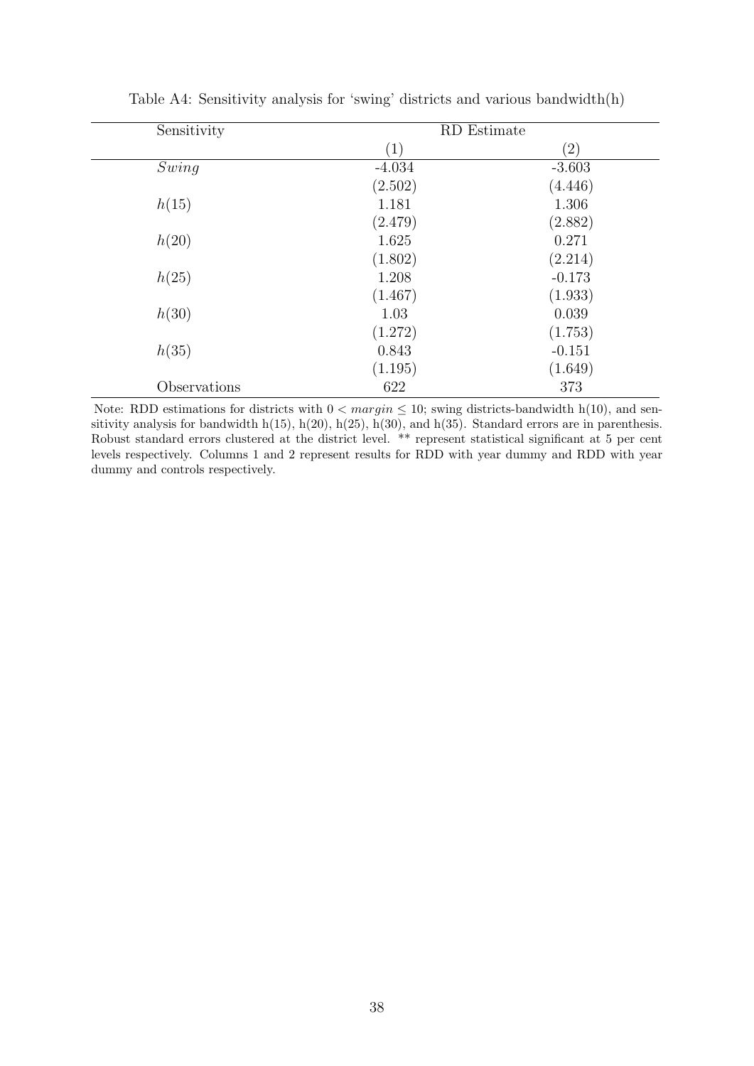Table A4: Sensitivity analysis for 'swing' districts and various bandwidth(h)

| Sensitivity | RD Estimate | |
|---|---|---|
| | (1) | (2) |
| *Swing* | -4.034 | -3.603 |
| | (2.502) | (4.446) |
| $h(15)$ | 1.181 | 1.306 |
| | (2.479) | (2.882) |
| $h(20)$ | 1.625 | 0.271 |
| | (1.802) | (2.214) |
| $h(25)$ | 1.208 | -0.173 |
| | (1.467) | (1.933) |
| $h(30)$ | 1.03 | 0.039 |
| | (1.272) | (1.753) |
| $h(35)$ | 0.843 | -0.151 |
| | (1.195) | (1.649) |
| Observations | 622 | 373 |

Note: RDD estimations for districts with $0 < margin \leq 10$; swing districts-bandwidth h(10), and sensitivity analysis for bandwidth h(15), h(20), h(25), h(30), and h(35). Standard errors are in parenthesis. Robust standard errors clustered at the district level. ** represent statistical significant at 5 per cent levels respectively. Columns 1 and 2 represent results for RDD with year dummy and RDD with year dummy and controls respectively.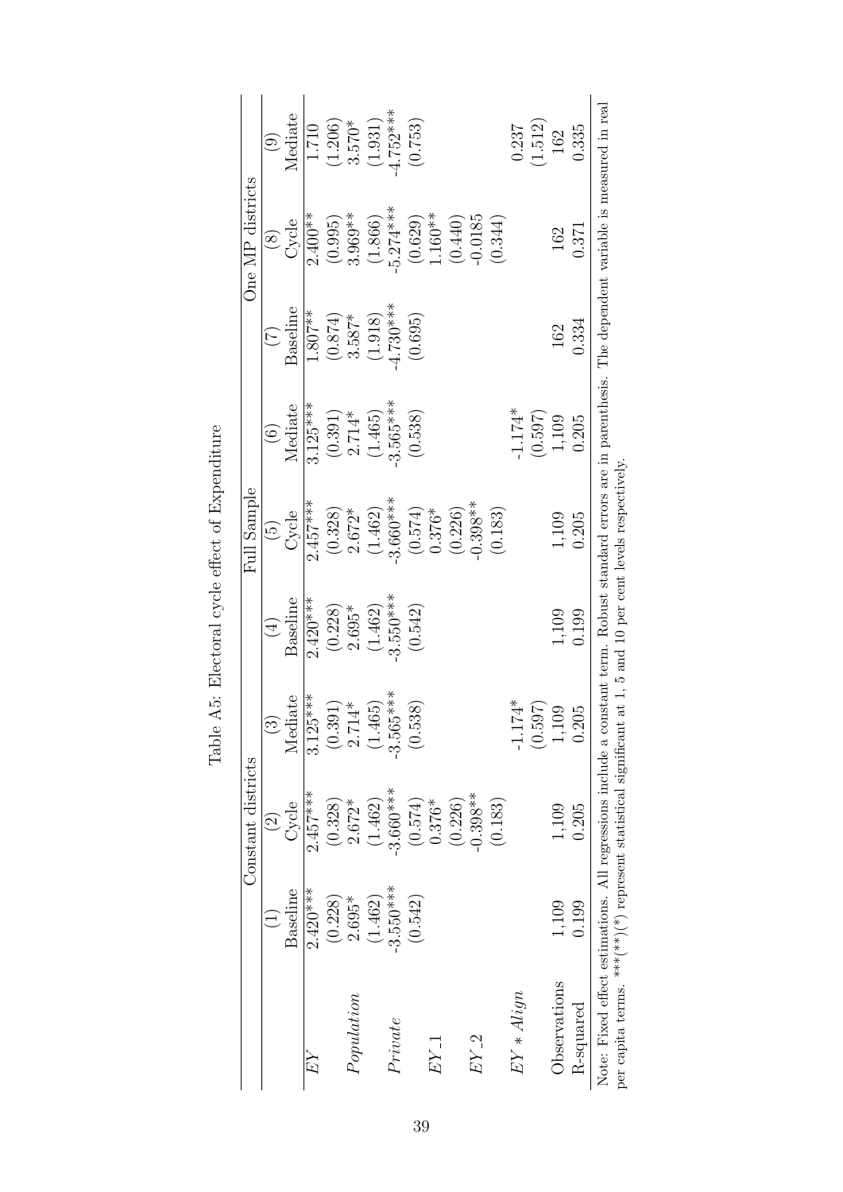Table A5: Electoral cycle effect of Expenditure

| | Constant districts | | | Full Sample | | | One MP districts | | |
|---|---|---|---|---|---|---|---|---|---|
| | (1) | (2) | (3) | (4) | (5) | (6) | (7) | (8) | (9) |
| | Baseline | Cycle | Mediate | Baseline | Cycle | Mediate | Baseline | Cycle | Mediate |
| *EY* | 2.420*** | 2.457*** | 3.125*** | 2.420*** | 2.457*** | 3.125*** | 1.807** | 2.400** | 1.710 |
| | (0.228) | (0.328) | (0.391) | (0.228) | (0.328) | (0.391) | (0.874) | (0.995) | (1.206) |
| *Population* | 2.695* | 2.672* | 2.714* | 2.695* | 2.672* | 2.714* | 3.587* | 3.969** | 3.570* |
| | (1.462) | (1.462) | (1.465) | (1.462) | (1.462) | (1.465) | (1.918) | (1.866) | (1.931) |
| *Private* | -3.550*** | -3.660*** | -3.565*** | -3.550*** | -3.660*** | -3.565*** | -4.730*** | -5.274*** | -4.752*** |
| | (0.542) | (0.574) | (0.538) | (0.542) | (0.574) | (0.538) | (0.695) | (0.629) | (0.753) |
| *EY_1* | | 0.376* | | | 0.376* | | | 1.160** | |
| | | (0.226) | | | (0.226) | | | (0.440) | |
| *EY_2* | | -0.398** | | | -0.398** | | | -0.0185 | |
| | | (0.183) | | | (0.183) | | | (0.344) | |
| *EY ∗ Align* | | | -1.174* | | | -1.174* | | | 0.237 |
| | | | (0.597) | | | (0.597) | | | (1.512) |
| Observations | 1,109 | 1,109 | 1,109 | 1,109 | 1,109 | 1,109 | 162 | 162 | 162 |
| R-squared | 0.199 | 0.205 | 0.205 | 0.199 | 0.205 | 0.205 | 0.334 | 0.371 | 0.335 |

Note: Fixed effect estimations. All regressions include a constant term. Robust standard errors are in parenthesis. The dependent variable is measured in real per capita terms. \*\*\*(\*\*)(\*) represent statistical significant at 1, 5 and 10 per cent levels respectively.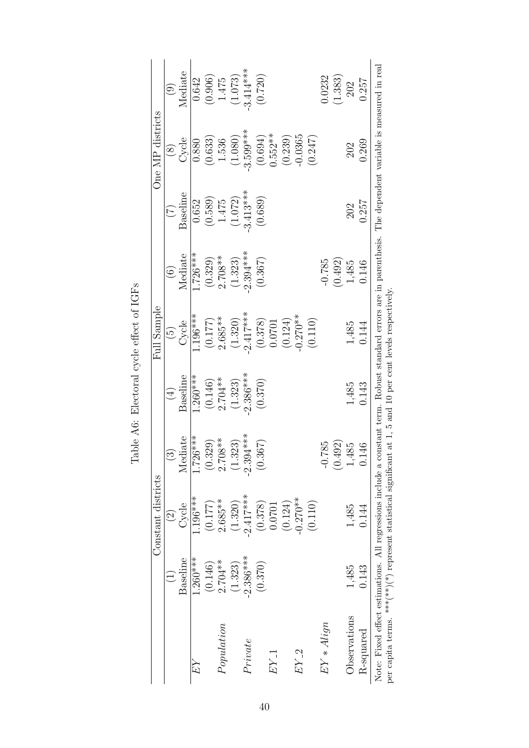Table A6: Electoral cycle effect of IGFs

| | Constant districts | | | Full Sample | | | One MP districts | | |
|---|---|---|---|---|---|---|---|---|---|
| | (1) | (2) | (3) | (4) | (5) | (6) | (7) | (8) | (9) |
| | Baseline | Cycle | Mediate | Baseline | Cycle | Mediate | Baseline | Cycle | Mediate |
| *EY* | 1.260*** | 1.196*** | 1.726*** | 1.260*** | 1.196*** | 1.726*** | 0.652 | 0.880 | 0.642 |
| | (0.146) | (0.177) | (0.329) | (0.146) | (0.177) | (0.329) | (0.589) | (0.633) | (0.906) |
| *Population* | 2.704** | 2.685** | 2.708** | 2.704** | 2.685** | 2.708** | 1.475 | 1.536 | 1.475 |
| | (1.323) | (1.320) | (1.323) | (1.323) | (1.320) | (1.323) | (1.072) | (1.080) | (1.073) |
| *Private* | -2.386*** | -2.417*** | -2.394*** | -2.386*** | -2.417*** | -2.394*** | -3.413*** | -3.599*** | -3.414*** |
| | (0.370) | (0.378) | (0.367) | (0.370) | (0.378) | (0.367) | (0.689) | (0.694) | (0.720) |
| *EY_1* | | 0.0701 | | | 0.0701 | | | 0.552** | |
| | | (0.124) | | | (0.124) | | | (0.239) | |
| *EY_2* | | -0.270** | | | -0.270** | | | -0.0365 | |
| | | (0.110) | | | (0.110) | | | (0.247) | |
| *EY ∗ Align* | | | -0.785 | | | -0.785 | | | 0.0232 |
| | | | (0.492) | | | (0.492) | | | (1.383) |
| Observations | 1,485 | 1,485 | 1,485 | 1,485 | 1,485 | 1,485 | 202 | 202 | 202 |
| R-squared | 0.143 | 0.144 | 0.146 | 0.143 | 0.144 | 0.146 | 0.257 | 0.269 | 0.257 |

Note: Fixed effect estimations. All regressions include a constant term. Robust standard errors are in parenthesis. The dependent variable is measured in real per capita terms. ***(**)(*) represent statistical significant at 1, 5 and 10 per cent levels respectively.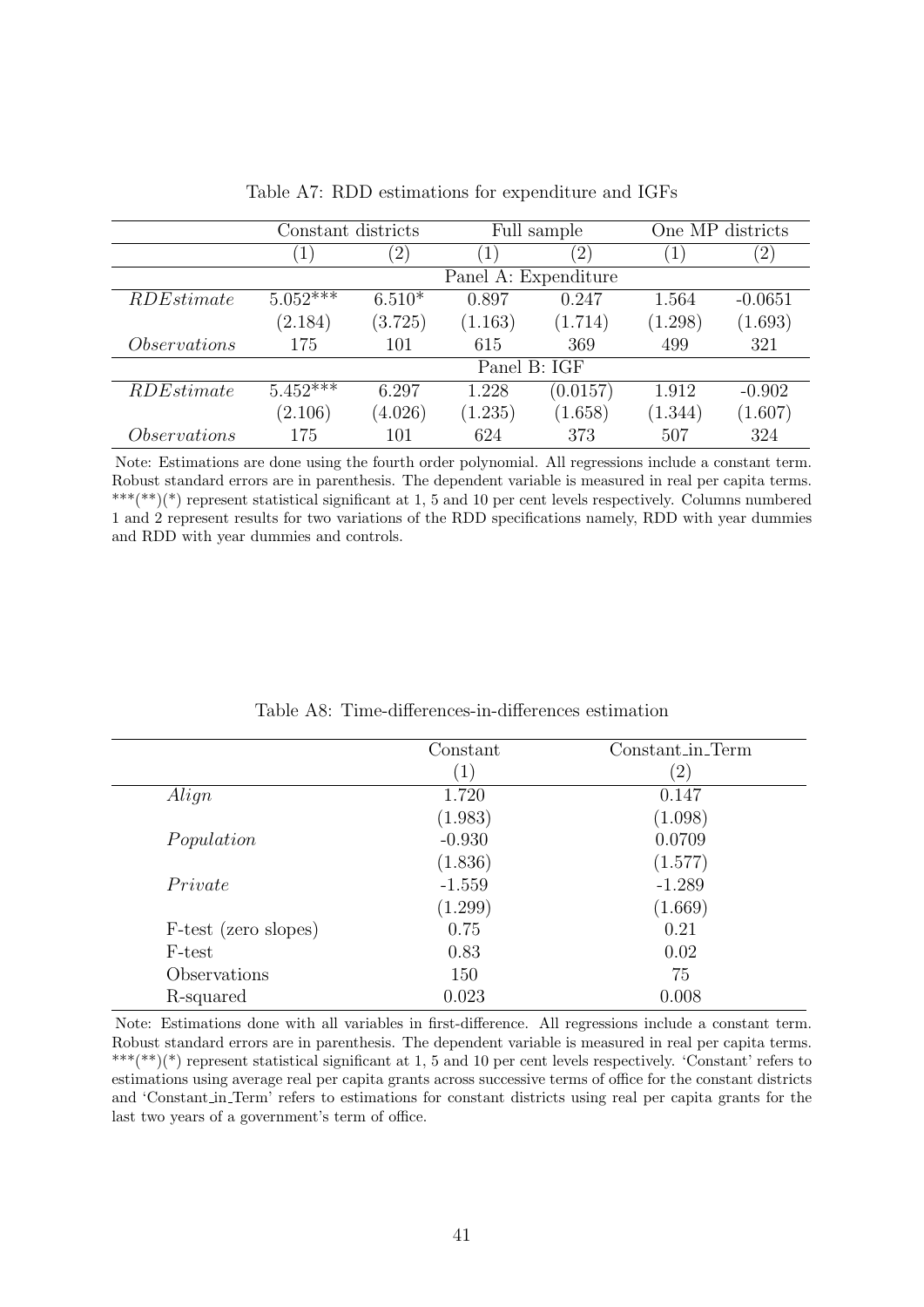Table A7: RDD estimations for expenditure and IGFs

| | Constant districts | | Full sample | | One MP districts | |
|---|---|---|---|---|---|---|
| | (1) | (2) | (1) | (2) | (1) | (2) |
| | Panel A: Expenditure | | | | | |
| *RDEstimate* | 5.052*** | 6.510* | 0.897 | 0.247 | 1.564 | -0.0651 |
| | (2.184) | (3.725) | (1.163) | (1.714) | (1.298) | (1.693) |
| *Observations* | 175 | 101 | 615 | 369 | 499 | 321 |
| | Panel B: IGF | | | | | |
| *RDEstimate* | 5.452*** | 6.297 | 1.228 | (0.0157) | 1.912 | -0.902 |
| | (2.106) | (4.026) | (1.235) | (1.658) | (1.344) | (1.607) |
| *Observations* | 175 | 101 | 624 | 373 | 507 | 324 |

Note: Estimations are done using the fourth order polynomial. All regressions include a constant term. Robust standard errors are in parenthesis. The dependent variable is measured in real per capita terms. \*\*\*(\*\*)(\*) represent statistical significant at 1, 5 and 10 per cent levels respectively. Columns numbered 1 and 2 represent results for two variations of the RDD specifications namely, RDD with year dummies and RDD with year dummies and controls.

Table A8: Time-differences-in-differences estimation

| | Constant | Constant_in_Term |
|---|---|---|
| | (1) | (2) |
| *Align* | 1.720 | 0.147 |
| | (1.983) | (1.098) |
| *Population* | -0.930 | 0.0709 |
| | (1.836) | (1.577) |
| *Private* | -1.559 | -1.289 |
| | (1.299) | (1.669) |
| F-test (zero slopes) | 0.75 | 0.21 |
| F-test | 0.83 | 0.02 |
| Observations | 150 | 75 |
| R-squared | 0.023 | 0.008 |

Note: Estimations done with all variables in first-difference. All regressions include a constant term. Robust standard errors are in parenthesis. The dependent variable is measured in real per capita terms. \*\*\*(\*\*)(\*) represent statistical significant at 1, 5 and 10 per cent levels respectively. 'Constant' refers to estimations using average real per capita grants across successive terms of office for the constant districts and 'Constant_in_Term' refers to estimations for constant districts using real per capita grants for the last two years of a government's term of office.